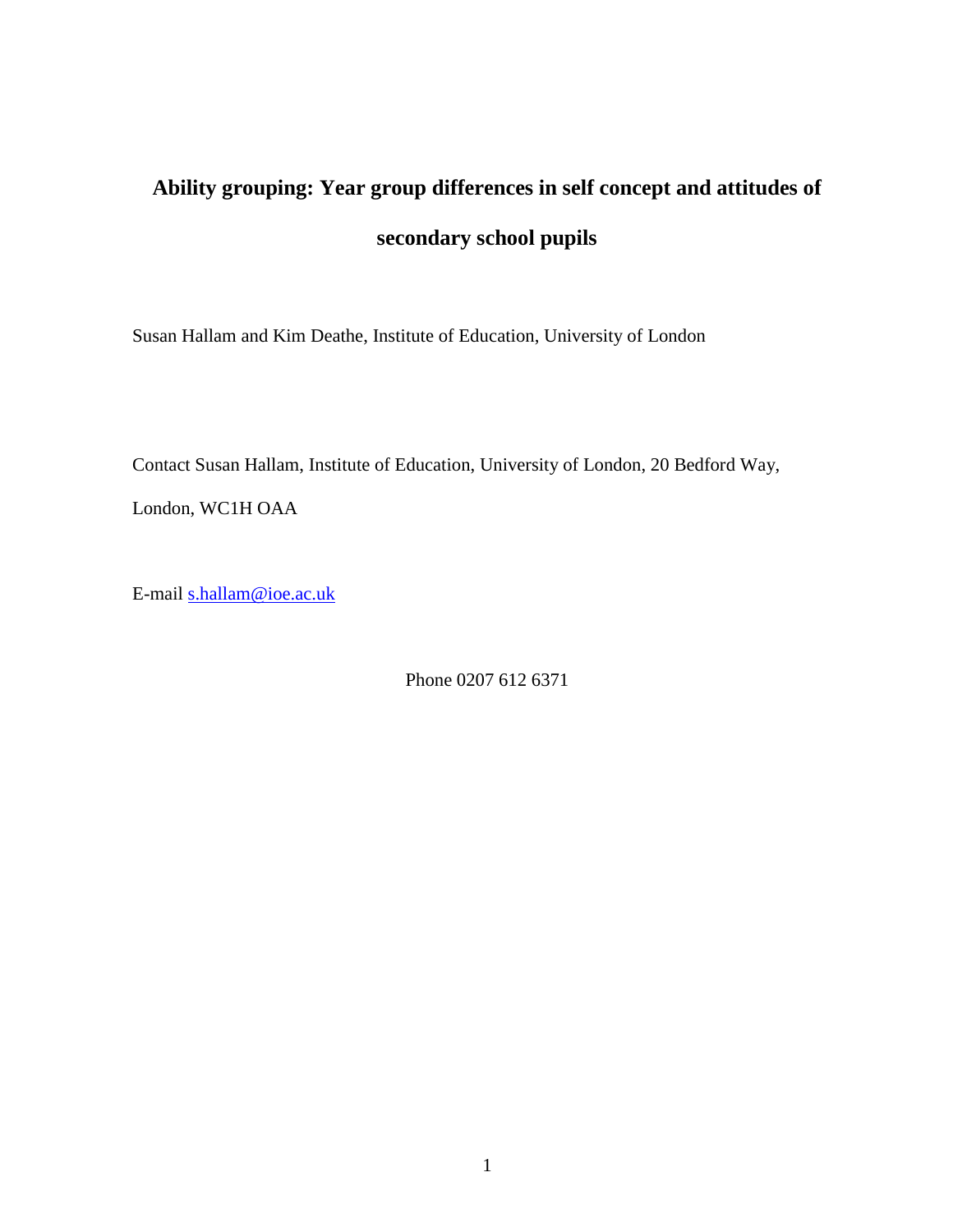# Ability grouping: Year group differences in self concept and attitudes of secondary school pupils

Susan Hallam and Kim Deathe, Institute of Education, University of London

Contact Susan Hallam, Institute of Education, University of London, 20 Bedford Way, London, WC1H OAA

E-mail s.hallam@ioe.ac.uk

Phone 0207 612 6371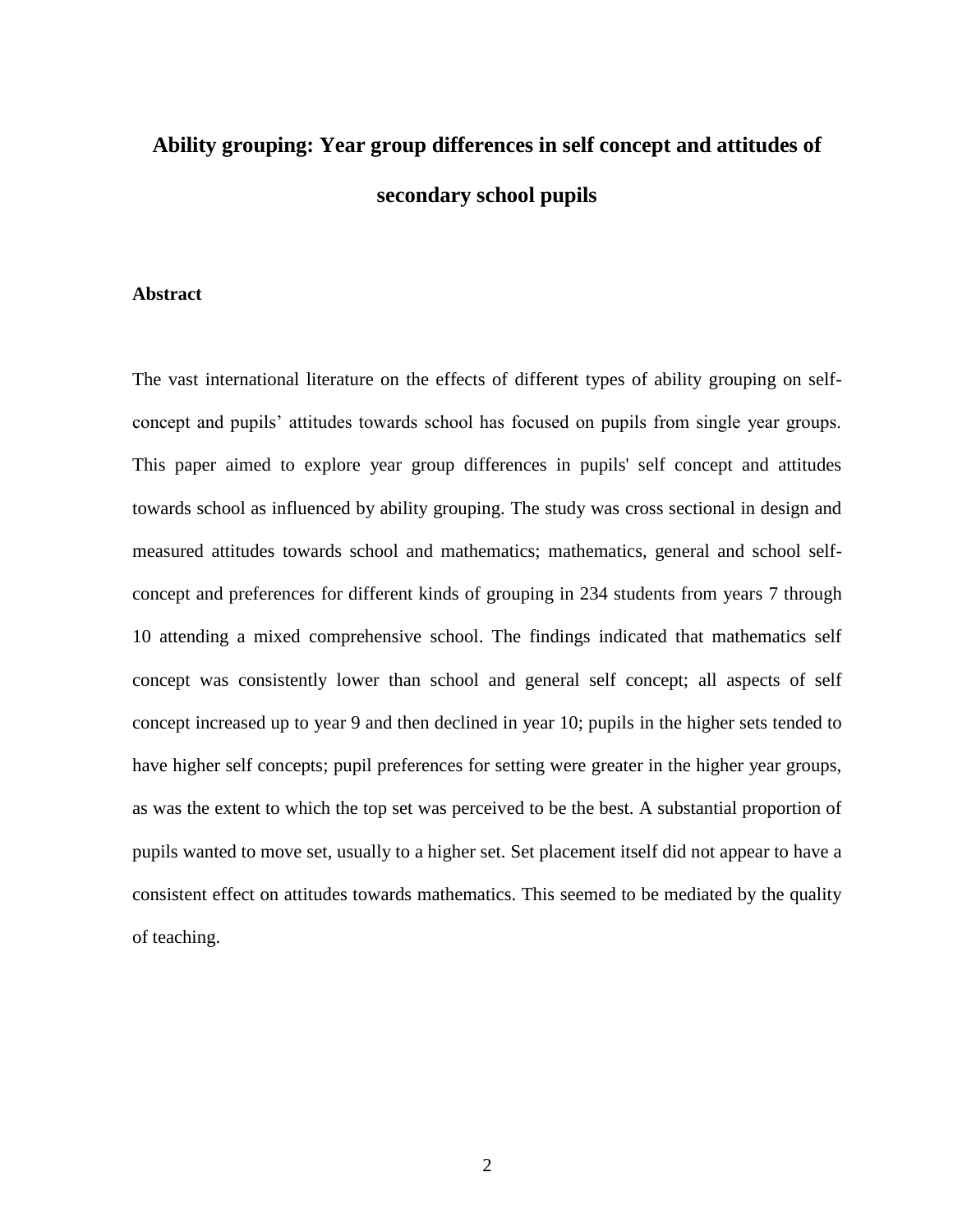# Ability grouping: Year group differences in self concept and attitudes of secondary school pupils

## Abstract

The vast international literature on the effects of different types of ability grouping on self-concept and pupils' attitudes towards school has focused on pupils from single year groups. This paper aimed to explore year group differences in pupils' self concept and attitudes towards school as influenced by ability grouping. The study was cross sectional in design and measured attitudes towards school and mathematics; mathematics, general and school self-concept and preferences for different kinds of grouping in 234 students from years 7 through 10 attending a mixed comprehensive school. The findings indicated that mathematics self concept was consistently lower than school and general self concept; all aspects of self concept increased up to year 9 and then declined in year 10; pupils in the higher sets tended to have higher self concepts; pupil preferences for setting were greater in the higher year groups, as was the extent to which the top set was perceived to be the best. A substantial proportion of pupils wanted to move set, usually to a higher set. Set placement itself did not appear to have a consistent effect on attitudes towards mathematics. This seemed to be mediated by the quality of teaching.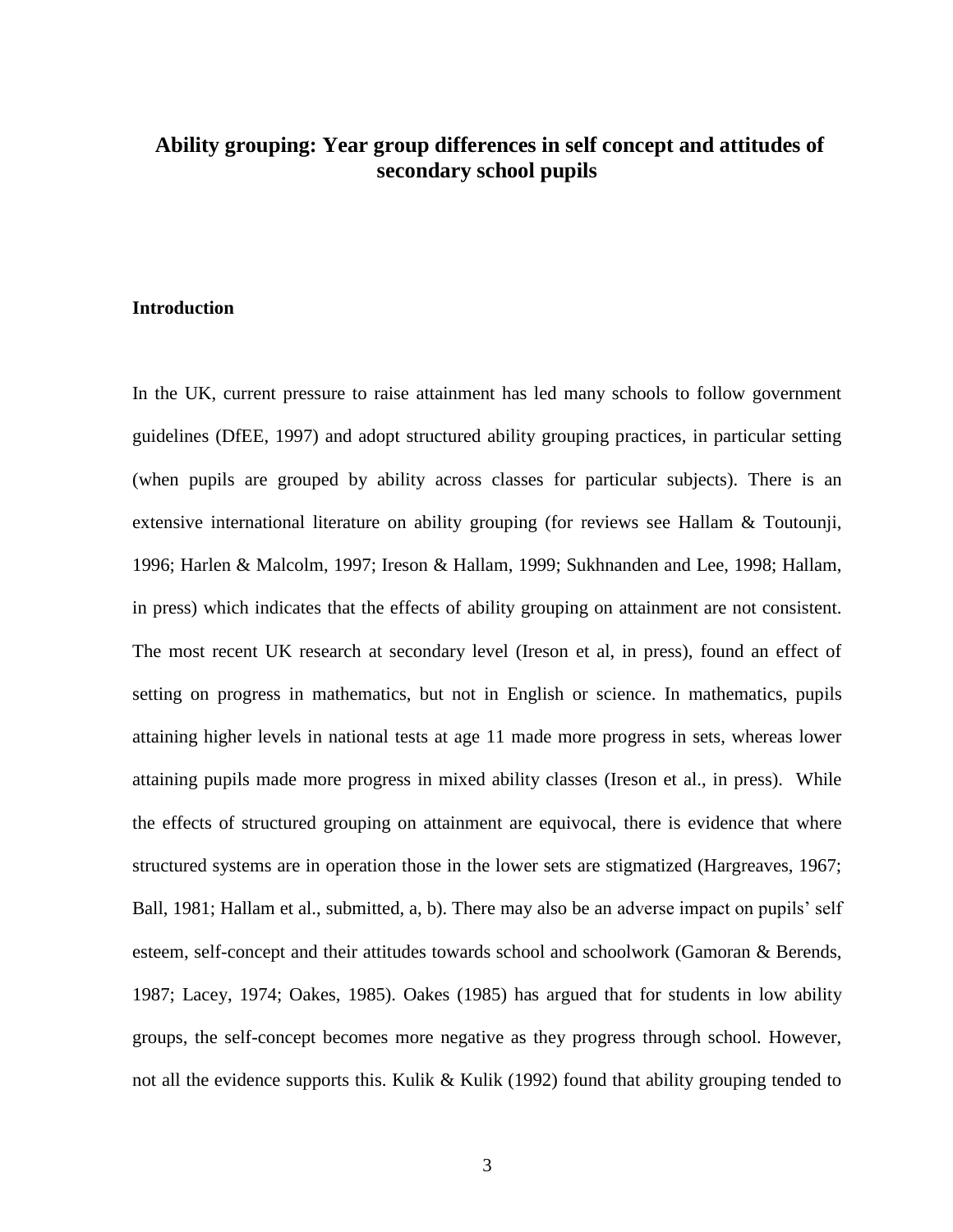# Ability grouping: Year group differences in self concept and attitudes of secondary school pupils

## Introduction

In the UK, current pressure to raise attainment has led many schools to follow government guidelines (DfEE, 1997) and adopt structured ability grouping practices, in particular setting (when pupils are grouped by ability across classes for particular subjects). There is an extensive international literature on ability grouping (for reviews see Hallam & Toutounji, 1996; Harlen & Malcolm, 1997; Ireson & Hallam, 1999; Sukhnanden and Lee, 1998; Hallam, in press) which indicates that the effects of ability grouping on attainment are not consistent. The most recent UK research at secondary level (Ireson et al, in press), found an effect of setting on progress in mathematics, but not in English or science. In mathematics, pupils attaining higher levels in national tests at age 11 made more progress in sets, whereas lower attaining pupils made more progress in mixed ability classes (Ireson et al., in press). While the effects of structured grouping on attainment are equivocal, there is evidence that where structured systems are in operation those in the lower sets are stigmatized (Hargreaves, 1967; Ball, 1981; Hallam et al., submitted, a, b). There may also be an adverse impact on pupils' self esteem, self-concept and their attitudes towards school and schoolwork (Gamoran & Berends, 1987; Lacey, 1974; Oakes, 1985). Oakes (1985) has argued that for students in low ability groups, the self-concept becomes more negative as they progress through school. However, not all the evidence supports this. Kulik & Kulik (1992) found that ability grouping tended to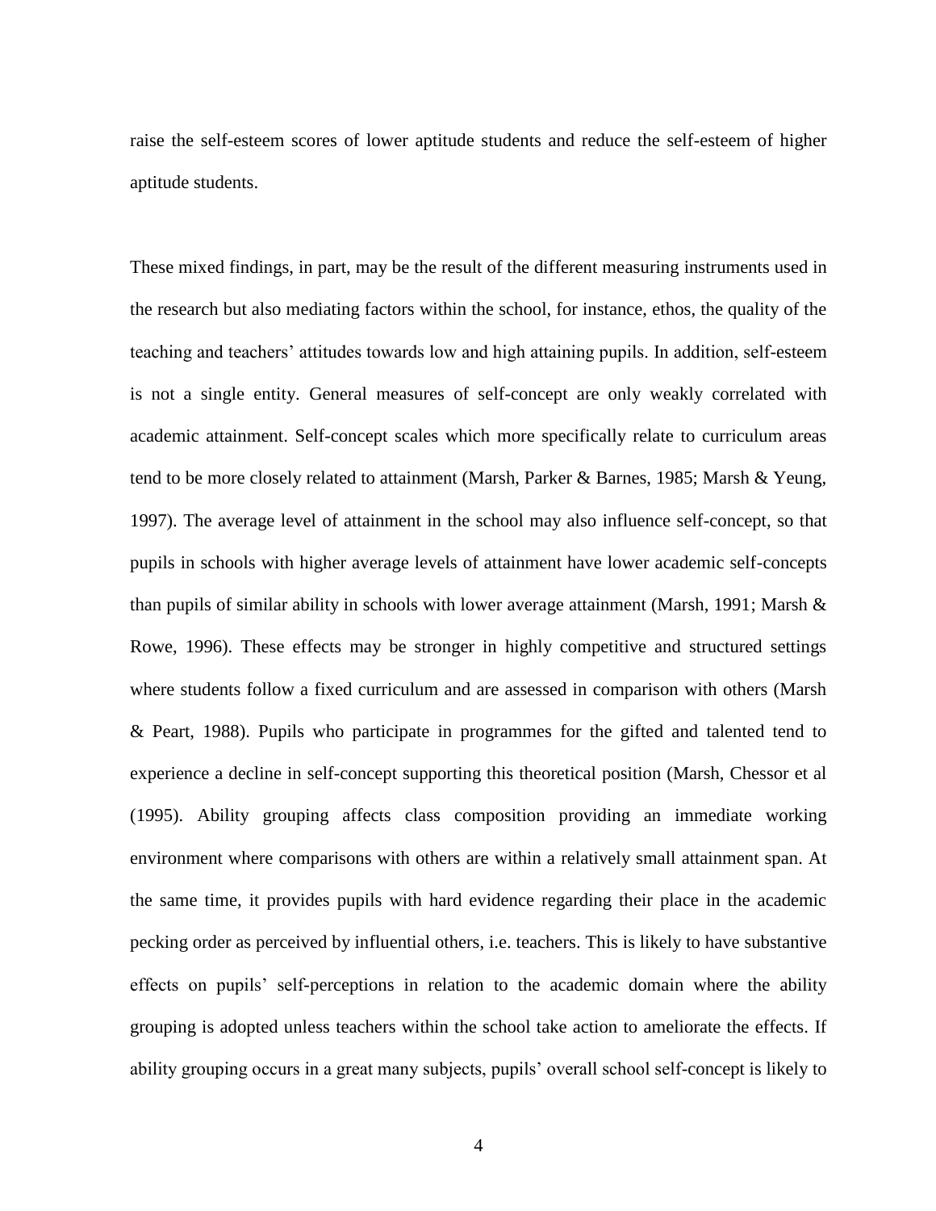raise the self-esteem scores of lower aptitude students and reduce the self-esteem of higher aptitude students.

These mixed findings, in part, may be the result of the different measuring instruments used in the research but also mediating factors within the school, for instance, ethos, the quality of the teaching and teachers' attitudes towards low and high attaining pupils. In addition, self-esteem is not a single entity. General measures of self-concept are only weakly correlated with academic attainment. Self-concept scales which more specifically relate to curriculum areas tend to be more closely related to attainment (Marsh, Parker & Barnes, 1985; Marsh & Yeung, 1997). The average level of attainment in the school may also influence self-concept, so that pupils in schools with higher average levels of attainment have lower academic self-concepts than pupils of similar ability in schools with lower average attainment (Marsh, 1991; Marsh & Rowe, 1996). These effects may be stronger in highly competitive and structured settings where students follow a fixed curriculum and are assessed in comparison with others (Marsh & Peart, 1988). Pupils who participate in programmes for the gifted and talented tend to experience a decline in self-concept supporting this theoretical position (Marsh, Chessor et al (1995). Ability grouping affects class composition providing an immediate working environment where comparisons with others are within a relatively small attainment span. At the same time, it provides pupils with hard evidence regarding their place in the academic pecking order as perceived by influential others, i.e. teachers. This is likely to have substantive effects on pupils' self-perceptions in relation to the academic domain where the ability grouping is adopted unless teachers within the school take action to ameliorate the effects. If ability grouping occurs in a great many subjects, pupils' overall school self-concept is likely to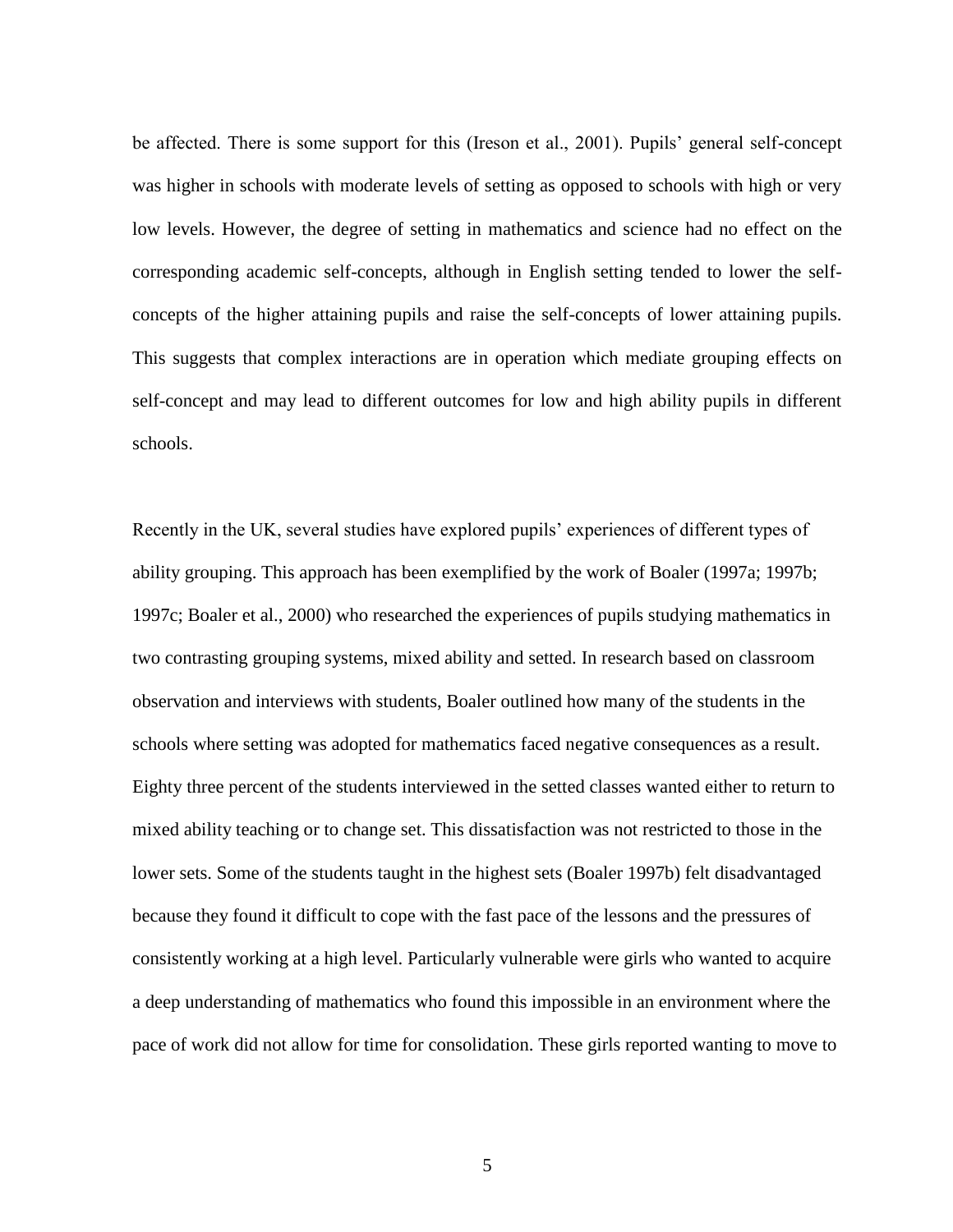be affected. There is some support for this (Ireson et al., 2001). Pupils' general self-concept was higher in schools with moderate levels of setting as opposed to schools with high or very low levels. However, the degree of setting in mathematics and science had no effect on the corresponding academic self-concepts, although in English setting tended to lower the self-concepts of the higher attaining pupils and raise the self-concepts of lower attaining pupils. This suggests that complex interactions are in operation which mediate grouping effects on self-concept and may lead to different outcomes for low and high ability pupils in different schools.

Recently in the UK, several studies have explored pupils' experiences of different types of ability grouping. This approach has been exemplified by the work of Boaler (1997a; 1997b; 1997c; Boaler et al., 2000) who researched the experiences of pupils studying mathematics in two contrasting grouping systems, mixed ability and setted. In research based on classroom observation and interviews with students, Boaler outlined how many of the students in the schools where setting was adopted for mathematics faced negative consequences as a result. Eighty three percent of the students interviewed in the setted classes wanted either to return to mixed ability teaching or to change set. This dissatisfaction was not restricted to those in the lower sets. Some of the students taught in the highest sets (Boaler 1997b) felt disadvantaged because they found it difficult to cope with the fast pace of the lessons and the pressures of consistently working at a high level. Particularly vulnerable were girls who wanted to acquire a deep understanding of mathematics who found this impossible in an environment where the pace of work did not allow for time for consolidation. These girls reported wanting to move to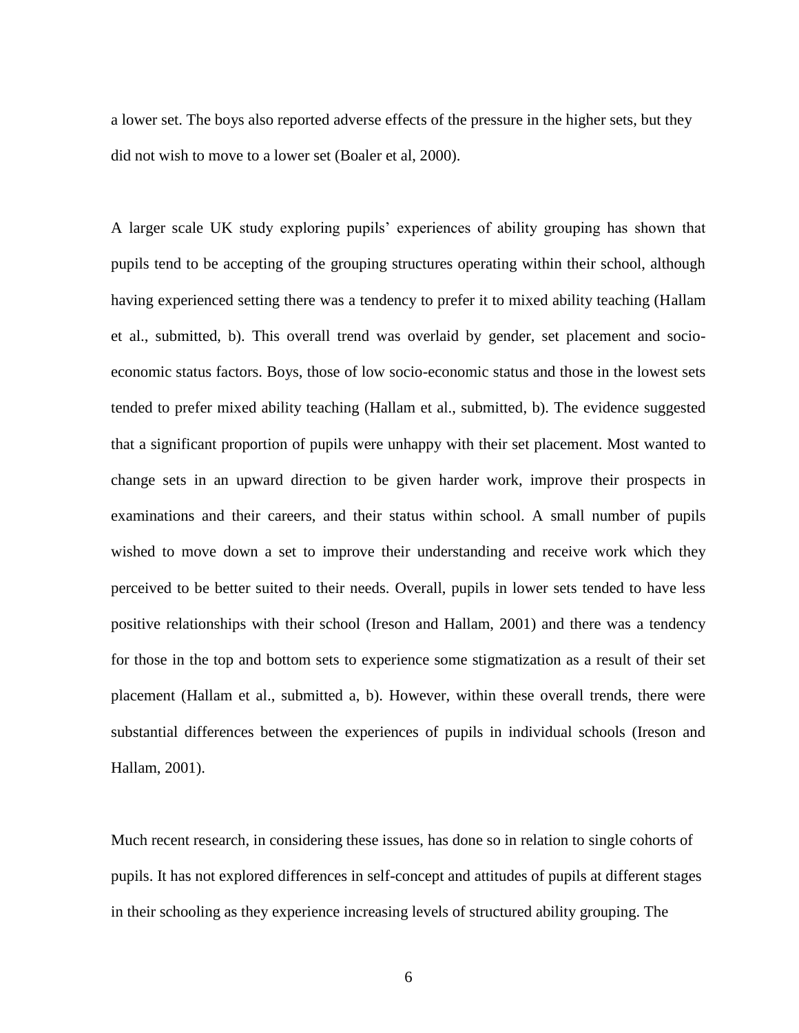a lower set. The boys also reported adverse effects of the pressure in the higher sets, but they did not wish to move to a lower set (Boaler et al, 2000).

A larger scale UK study exploring pupils' experiences of ability grouping has shown that pupils tend to be accepting of the grouping structures operating within their school, although having experienced setting there was a tendency to prefer it to mixed ability teaching (Hallam et al., submitted, b). This overall trend was overlaid by gender, set placement and socio-economic status factors. Boys, those of low socio-economic status and those in the lowest sets tended to prefer mixed ability teaching (Hallam et al., submitted, b). The evidence suggested that a significant proportion of pupils were unhappy with their set placement. Most wanted to change sets in an upward direction to be given harder work, improve their prospects in examinations and their careers, and their status within school. A small number of pupils wished to move down a set to improve their understanding and receive work which they perceived to be better suited to their needs. Overall, pupils in lower sets tended to have less positive relationships with their school (Ireson and Hallam, 2001) and there was a tendency for those in the top and bottom sets to experience some stigmatization as a result of their set placement (Hallam et al., submitted a, b). However, within these overall trends, there were substantial differences between the experiences of pupils in individual schools (Ireson and Hallam, 2001).

Much recent research, in considering these issues, has done so in relation to single cohorts of pupils. It has not explored differences in self-concept and attitudes of pupils at different stages in their schooling as they experience increasing levels of structured ability grouping. The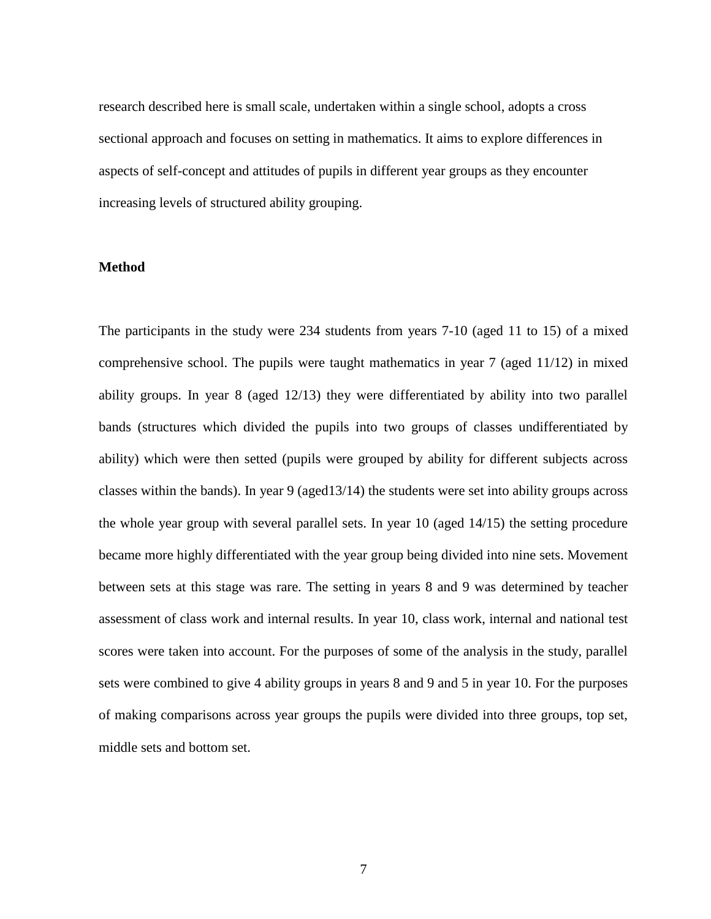research described here is small scale, undertaken within a single school, adopts a cross sectional approach and focuses on setting in mathematics. It aims to explore differences in aspects of self-concept and attitudes of pupils in different year groups as they encounter increasing levels of structured ability grouping.

## Method

The participants in the study were 234 students from years 7-10 (aged 11 to 15) of a mixed comprehensive school. The pupils were taught mathematics in year 7 (aged 11/12) in mixed ability groups. In year 8 (aged 12/13) they were differentiated by ability into two parallel bands (structures which divided the pupils into two groups of classes undifferentiated by ability) which were then setted (pupils were grouped by ability for different subjects across classes within the bands). In year 9 (aged13/14) the students were set into ability groups across the whole year group with several parallel sets. In year 10 (aged 14/15) the setting procedure became more highly differentiated with the year group being divided into nine sets. Movement between sets at this stage was rare. The setting in years 8 and 9 was determined by teacher assessment of class work and internal results. In year 10, class work, internal and national test scores were taken into account. For the purposes of some of the analysis in the study, parallel sets were combined to give 4 ability groups in years 8 and 9 and 5 in year 10. For the purposes of making comparisons across year groups the pupils were divided into three groups, top set, middle sets and bottom set.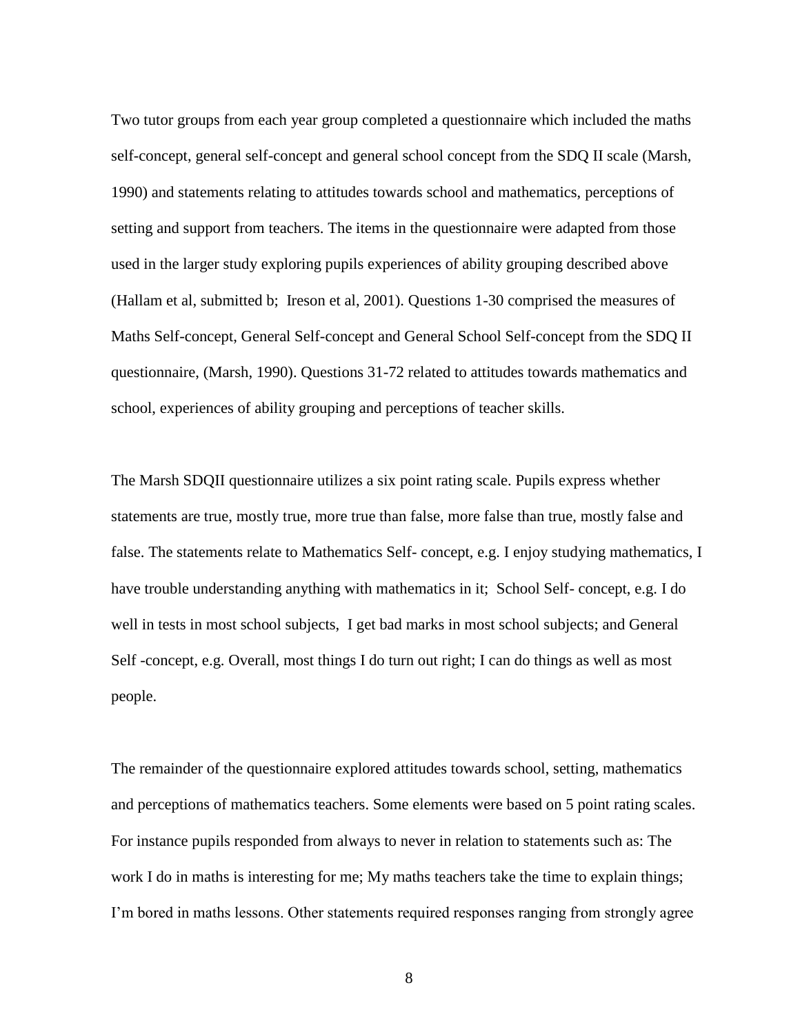Two tutor groups from each year group completed a questionnaire which included the maths self-concept, general self-concept and general school concept from the SDQ II scale (Marsh, 1990) and statements relating to attitudes towards school and mathematics, perceptions of setting and support from teachers. The items in the questionnaire were adapted from those used in the larger study exploring pupils experiences of ability grouping described above (Hallam et al, submitted b; Ireson et al, 2001). Questions 1-30 comprised the measures of Maths Self-concept, General Self-concept and General School Self-concept from the SDQ II questionnaire, (Marsh, 1990). Questions 31-72 related to attitudes towards mathematics and school, experiences of ability grouping and perceptions of teacher skills.

The Marsh SDQII questionnaire utilizes a six point rating scale. Pupils express whether statements are true, mostly true, more true than false, more false than true, mostly false and false. The statements relate to Mathematics Self- concept, e.g. I enjoy studying mathematics, I have trouble understanding anything with mathematics in it; School Self- concept, e.g. I do well in tests in most school subjects, I get bad marks in most school subjects; and General Self -concept, e.g. Overall, most things I do turn out right; I can do things as well as most people.

The remainder of the questionnaire explored attitudes towards school, setting, mathematics and perceptions of mathematics teachers. Some elements were based on 5 point rating scales. For instance pupils responded from always to never in relation to statements such as: The work I do in maths is interesting for me; My maths teachers take the time to explain things; I'm bored in maths lessons. Other statements required responses ranging from strongly agree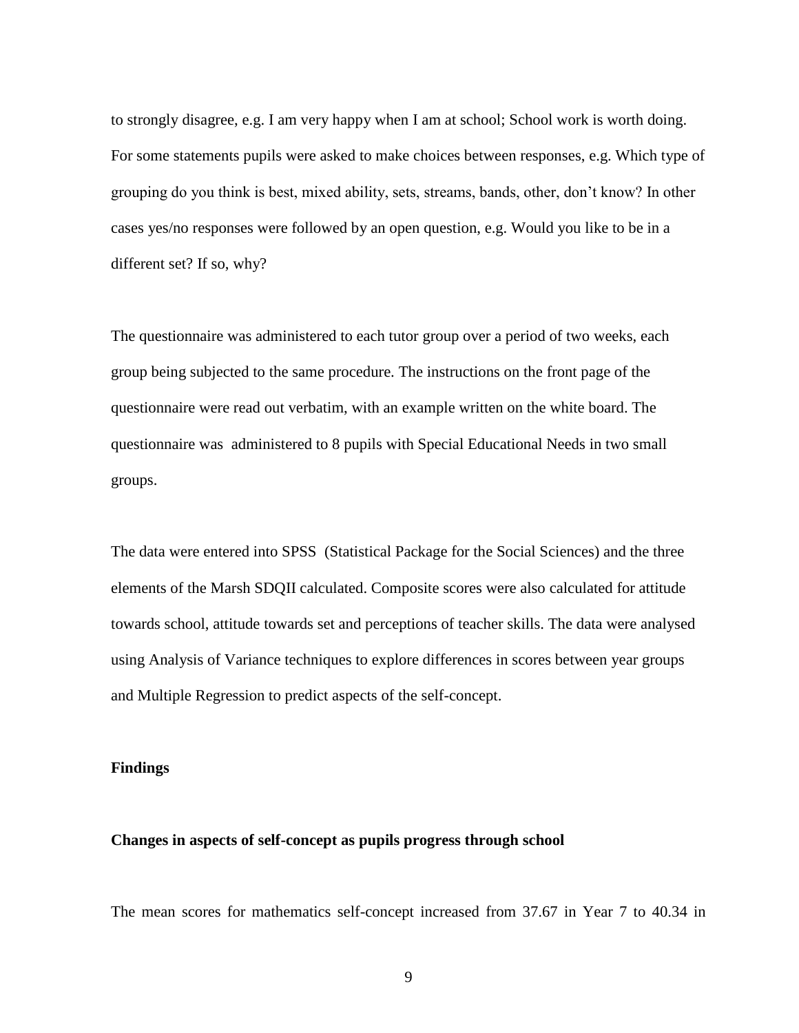to strongly disagree, e.g. I am very happy when I am at school; School work is worth doing. For some statements pupils were asked to make choices between responses, e.g. Which type of grouping do you think is best, mixed ability, sets, streams, bands, other, don't know? In other cases yes/no responses were followed by an open question, e.g. Would you like to be in a different set? If so, why?

The questionnaire was administered to each tutor group over a period of two weeks, each group being subjected to the same procedure. The instructions on the front page of the questionnaire were read out verbatim, with an example written on the white board. The questionnaire was administered to 8 pupils with Special Educational Needs in two small groups.

The data were entered into SPSS (Statistical Package for the Social Sciences) and the three elements of the Marsh SDQII calculated. Composite scores were also calculated for attitude towards school, attitude towards set and perceptions of teacher skills. The data were analysed using Analysis of Variance techniques to explore differences in scores between year groups and Multiple Regression to predict aspects of the self-concept.

## Findings

### Changes in aspects of self-concept as pupils progress through school

The mean scores for mathematics self-concept increased from 37.67 in Year 7 to 40.34 in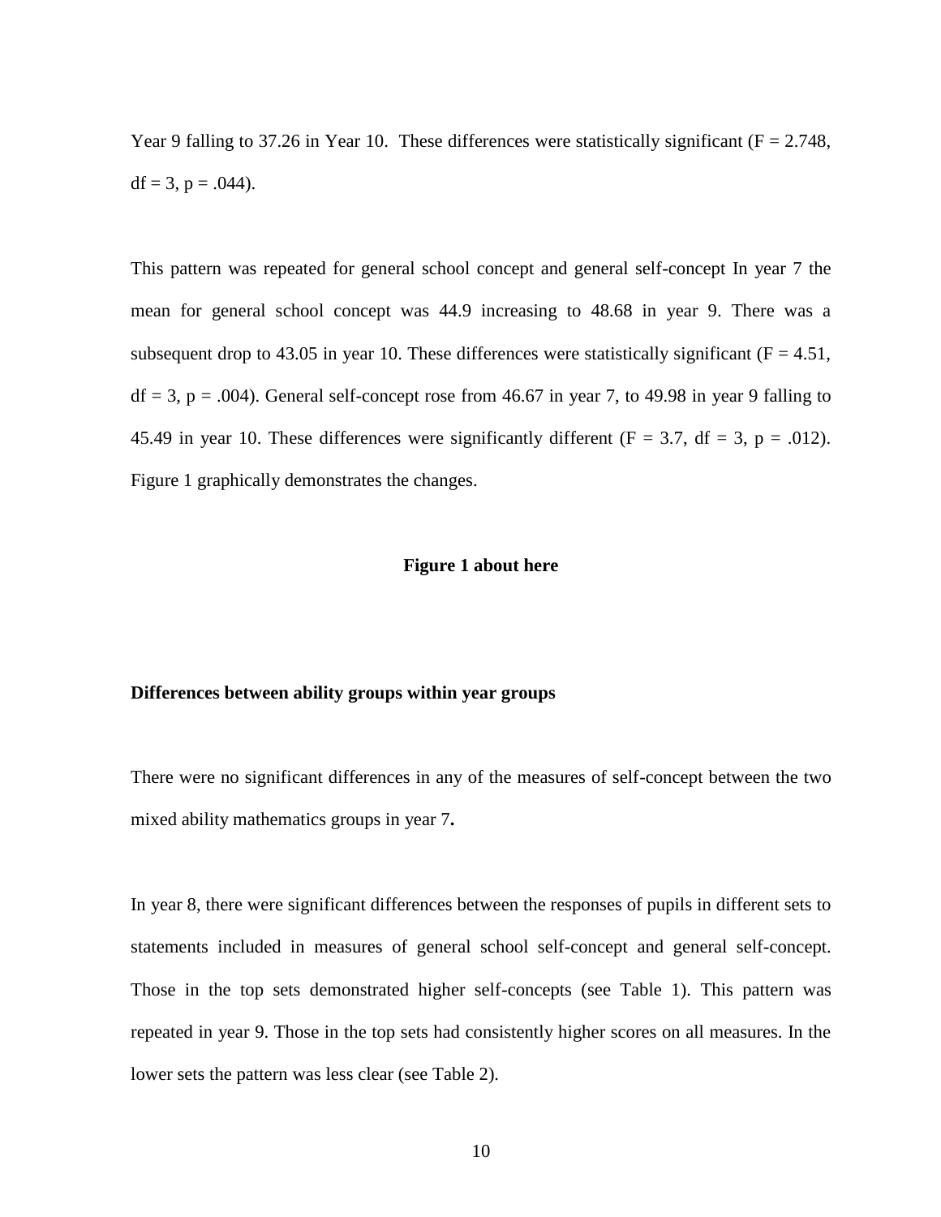Year 9 falling to 37.26 in Year 10. These differences were statistically significant ($F = 2.748$, $df = 3$, $p = .044$).

This pattern was repeated for general school concept and general self-concept In year 7 the mean for general school concept was 44.9 increasing to 48.68 in year 9. There was a subsequent drop to 43.05 in year 10. These differences were statistically significant ($F = 4.51$, $df = 3$, $p = .004$). General self-concept rose from 46.67 in year 7, to 49.98 in year 9 falling to 45.49 in year 10. These differences were significantly different ($F = 3.7$, $df = 3$, $p = .012$). Figure 1 graphically demonstrates the changes.

**Figure 1 about here**

**Differences between ability groups within year groups**

There were no significant differences in any of the measures of self-concept between the two mixed ability mathematics groups in year 7**.**

In year 8, there were significant differences between the responses of pupils in different sets to statements included in measures of general school self-concept and general self-concept. Those in the top sets demonstrated higher self-concepts (see Table 1). This pattern was repeated in year 9. Those in the top sets had consistently higher scores on all measures. In the lower sets the pattern was less clear (see Table 2).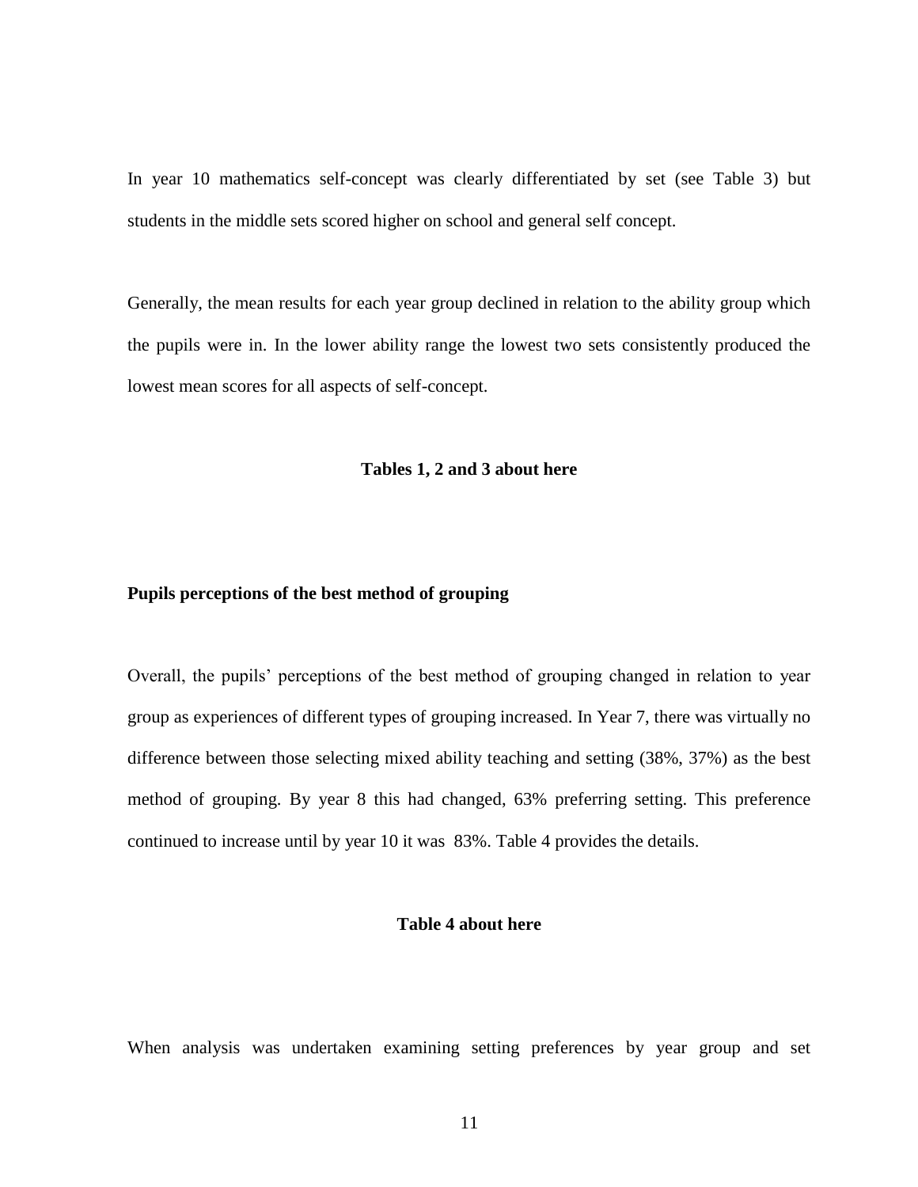In year 10 mathematics self-concept was clearly differentiated by set (see Table 3) but students in the middle sets scored higher on school and general self concept.

Generally, the mean results for each year group declined in relation to the ability group which the pupils were in. In the lower ability range the lowest two sets consistently produced the lowest mean scores for all aspects of self-concept.

**Tables 1, 2 and 3 about here**

**Pupils perceptions of the best method of grouping**

Overall, the pupils' perceptions of the best method of grouping changed in relation to year group as experiences of different types of grouping increased. In Year 7, there was virtually no difference between those selecting mixed ability teaching and setting (38%, 37%) as the best method of grouping. By year 8 this had changed, 63% preferring setting. This preference continued to increase until by year 10 it was 83%. Table 4 provides the details.

**Table 4 about here**

When analysis was undertaken examining setting preferences by year group and set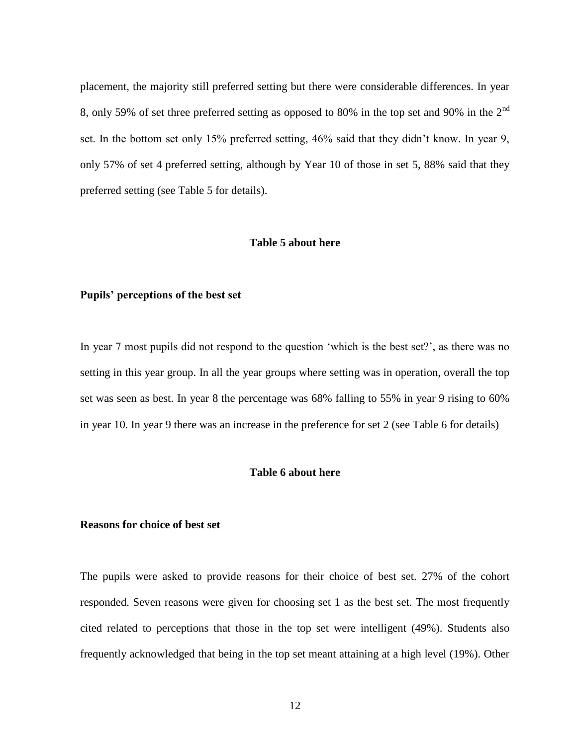placement, the majority still preferred setting but there were considerable differences. In year 8, only 59% of set three preferred setting as opposed to 80% in the top set and 90% in the 2nd set. In the bottom set only 15% preferred setting, 46% said that they didn't know. In year 9, only 57% of set 4 preferred setting, although by Year 10 of those in set 5, 88% said that they preferred setting (see Table 5 for details).

**Table 5 about here**

### Pupils' perceptions of the best set

In year 7 most pupils did not respond to the question 'which is the best set?', as there was no setting in this year group. In all the year groups where setting was in operation, overall the top set was seen as best. In year 8 the percentage was 68% falling to 55% in year 9 rising to 60% in year 10. In year 9 there was an increase in the preference for set 2 (see Table 6 for details)

**Table 6 about here**

### Reasons for choice of best set

The pupils were asked to provide reasons for their choice of best set. 27% of the cohort responded. Seven reasons were given for choosing set 1 as the best set. The most frequently cited related to perceptions that those in the top set were intelligent (49%). Students also frequently acknowledged that being in the top set meant attaining at a high level (19%). Other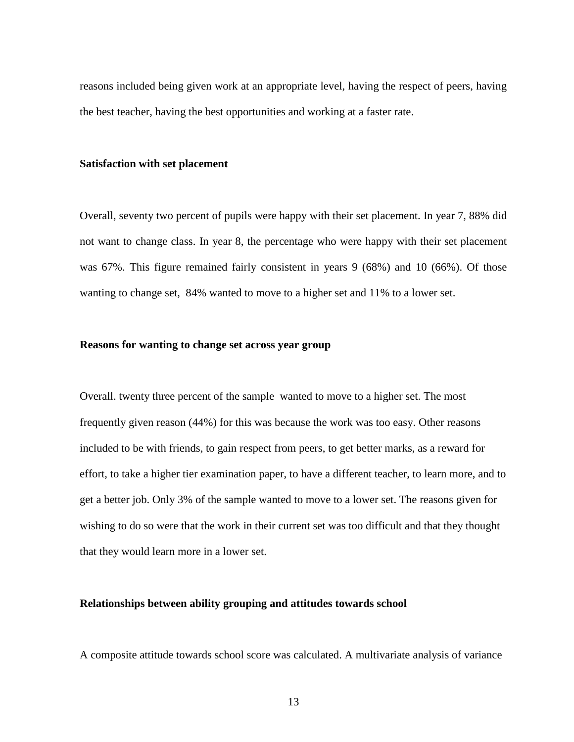reasons included being given work at an appropriate level, having the respect of peers, having the best teacher, having the best opportunities and working at a faster rate.

**Satisfaction with set placement**

Overall, seventy two percent of pupils were happy with their set placement. In year 7, 88% did not want to change class. In year 8, the percentage who were happy with their set placement was 67%. This figure remained fairly consistent in years 9 (68%) and 10 (66%). Of those wanting to change set, 84% wanted to move to a higher set and 11% to a lower set.

**Reasons for wanting to change set across year group**

Overall. twenty three percent of the sample wanted to move to a higher set. The most frequently given reason (44%) for this was because the work was too easy. Other reasons included to be with friends, to gain respect from peers, to get better marks, as a reward for effort, to take a higher tier examination paper, to have a different teacher, to learn more, and to get a better job. Only 3% of the sample wanted to move to a lower set. The reasons given for wishing to do so were that the work in their current set was too difficult and that they thought that they would learn more in a lower set.

**Relationships between ability grouping and attitudes towards school**

A composite attitude towards school score was calculated. A multivariate analysis of variance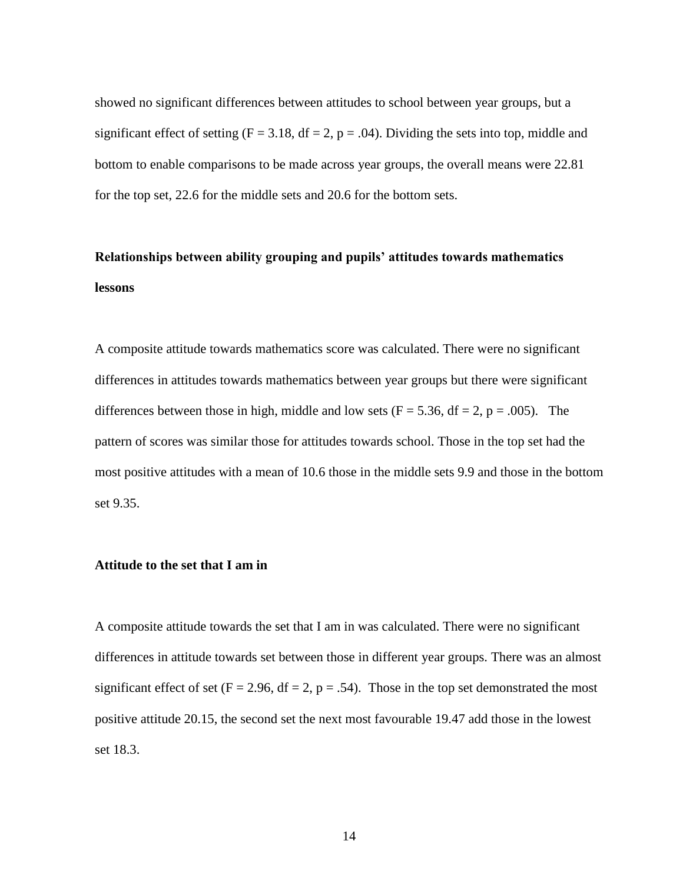showed no significant differences between attitudes to school between year groups, but a significant effect of setting ($F = 3.18$, $df = 2$, $p = .04$). Dividing the sets into top, middle and bottom to enable comparisons to be made across year groups, the overall means were 22.81 for the top set, 22.6 for the middle sets and 20.6 for the bottom sets.

**Relationships between ability grouping and pupils' attitudes towards mathematics lessons**

A composite attitude towards mathematics score was calculated. There were no significant differences in attitudes towards mathematics between year groups but there were significant differences between those in high, middle and low sets ($F = 5.36$, $df = 2$, $p = .005$). The pattern of scores was similar those for attitudes towards school. Those in the top set had the most positive attitudes with a mean of 10.6 those in the middle sets 9.9 and those in the bottom set 9.35.

**Attitude to the set that I am in**

A composite attitude towards the set that I am in was calculated. There were no significant differences in attitude towards set between those in different year groups. There was an almost significant effect of set ($F = 2.96$, $df = 2$, $p = .54$). Those in the top set demonstrated the most positive attitude 20.15, the second set the next most favourable 19.47 add those in the lowest set 18.3.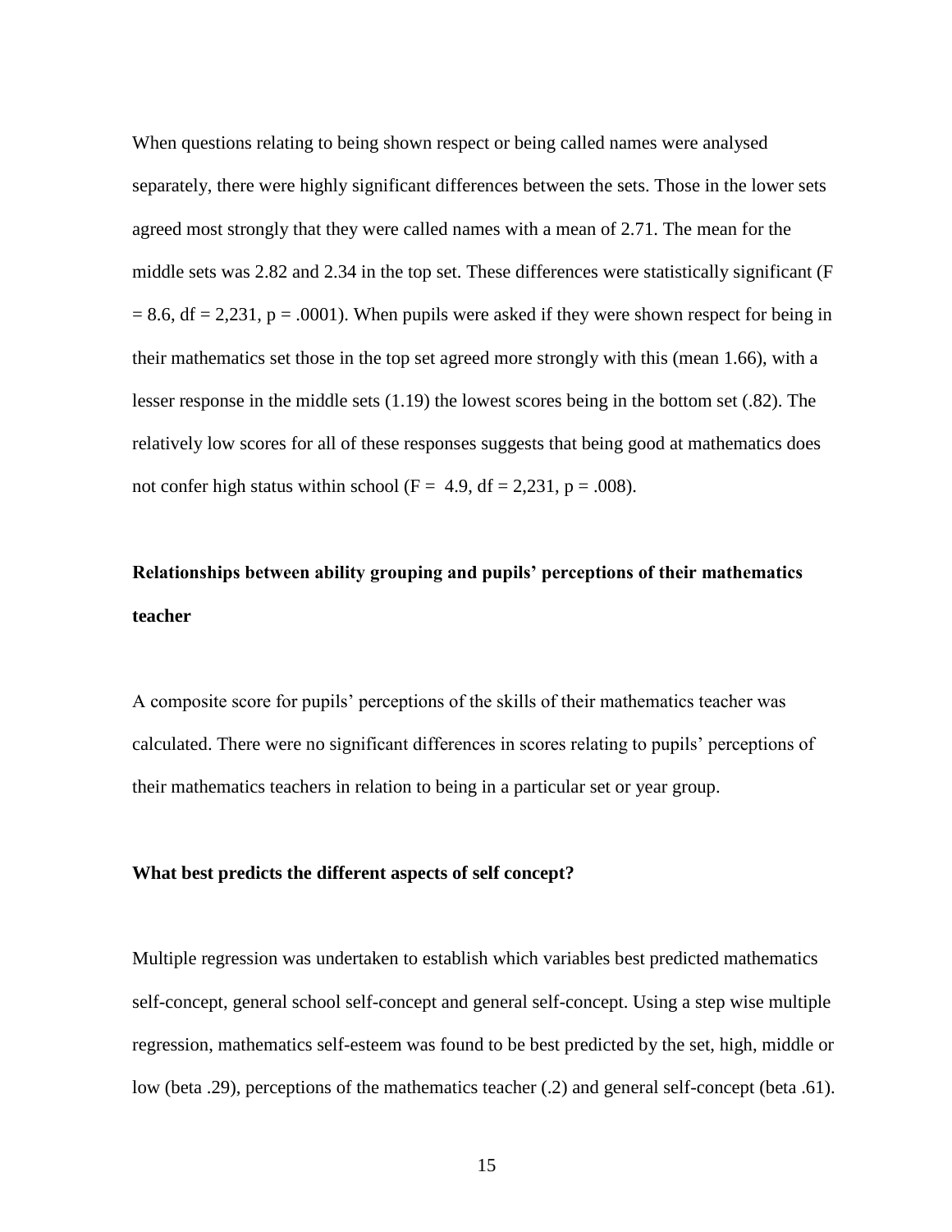When questions relating to being shown respect or being called names were analysed separately, there were highly significant differences between the sets. Those in the lower sets agreed most strongly that they were called names with a mean of 2.71. The mean for the middle sets was 2.82 and 2.34 in the top set. These differences were statistically significant ($F = 8.6$, $df = 2,231$, $p = .0001$). When pupils were asked if they were shown respect for being in their mathematics set those in the top set agreed more strongly with this (mean 1.66), with a lesser response in the middle sets (1.19) the lowest scores being in the bottom set (.82). The relatively low scores for all of these responses suggests that being good at mathematics does not confer high status within school ($F = 4.9$, $df = 2,231$, $p = .008$).

### Relationships between ability grouping and pupils' perceptions of their mathematics teacher

A composite score for pupils' perceptions of the skills of their mathematics teacher was calculated. There were no significant differences in scores relating to pupils' perceptions of their mathematics teachers in relation to being in a particular set or year group.

### What best predicts the different aspects of self concept?

Multiple regression was undertaken to establish which variables best predicted mathematics self-concept, general school self-concept and general self-concept. Using a step wise multiple regression, mathematics self-esteem was found to be best predicted by the set, high, middle or low (beta .29), perceptions of the mathematics teacher (.2) and general self-concept (beta .61).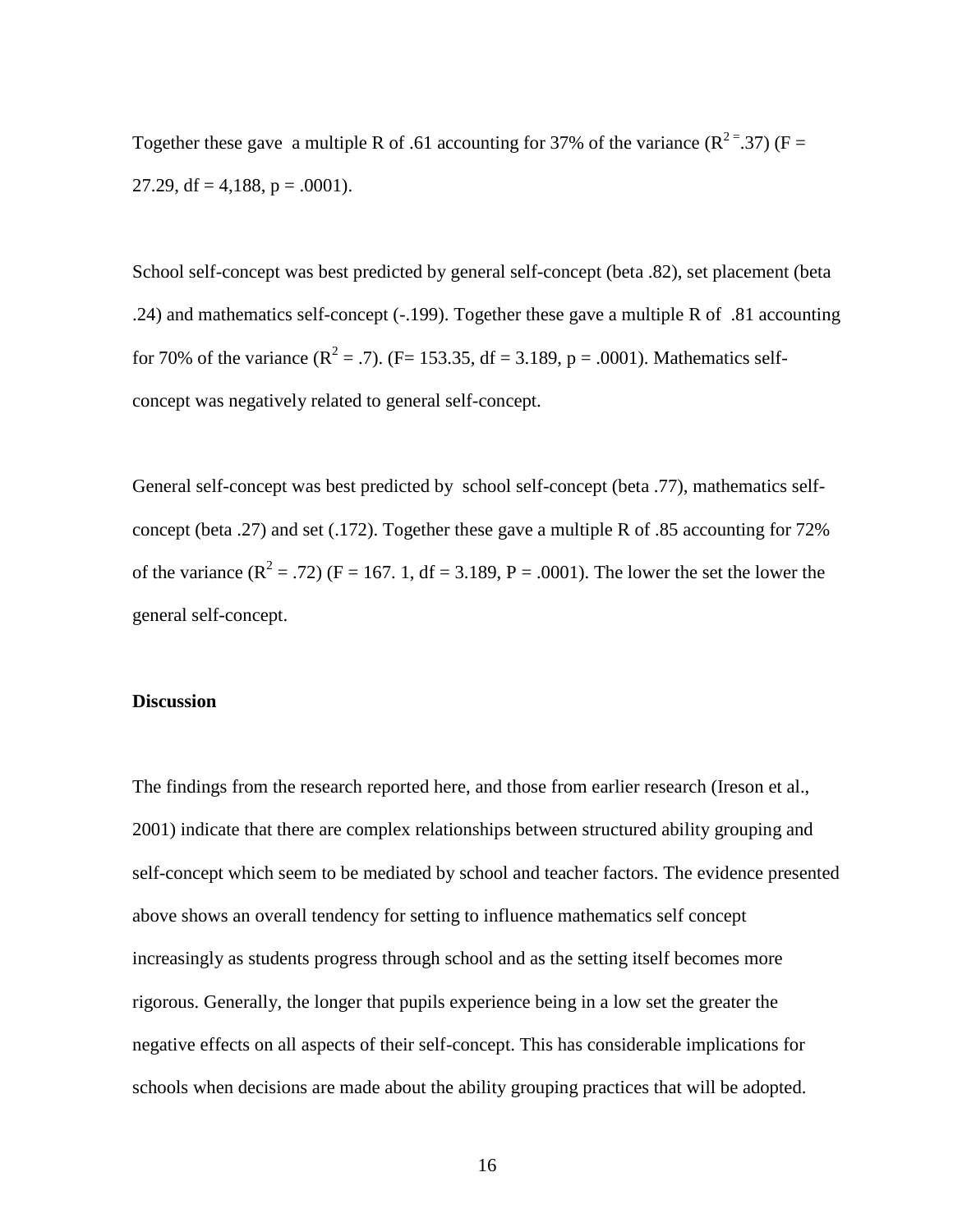Together these gave a multiple R of .61 accounting for 37% of the variance ($R^{2} = .37$) ($F = 27.29$, df = 4,188, $p = .0001$).

School self-concept was best predicted by general self-concept (beta .82), set placement (beta .24) and mathematics self-concept (-.199). Together these gave a multiple R of .81 accounting for 70% of the variance ($R^2 = .7$). ($F = 153.35$, df = 3.189, $p = .0001$). Mathematics self-concept was negatively related to general self-concept.

General self-concept was best predicted by school self-concept (beta .77), mathematics self-concept (beta .27) and set (.172). Together these gave a multiple R of .85 accounting for 72% of the variance ($R^2 = .72$) ($F = 167.1$, df = 3.189, $P = .0001$). The lower the set the lower the general self-concept.

**Discussion**

The findings from the research reported here, and those from earlier research (Ireson et al., 2001) indicate that there are complex relationships between structured ability grouping and self-concept which seem to be mediated by school and teacher factors. The evidence presented above shows an overall tendency for setting to influence mathematics self concept increasingly as students progress through school and as the setting itself becomes more rigorous. Generally, the longer that pupils experience being in a low set the greater the negative effects on all aspects of their self-concept. This has considerable implications for schools when decisions are made about the ability grouping practices that will be adopted.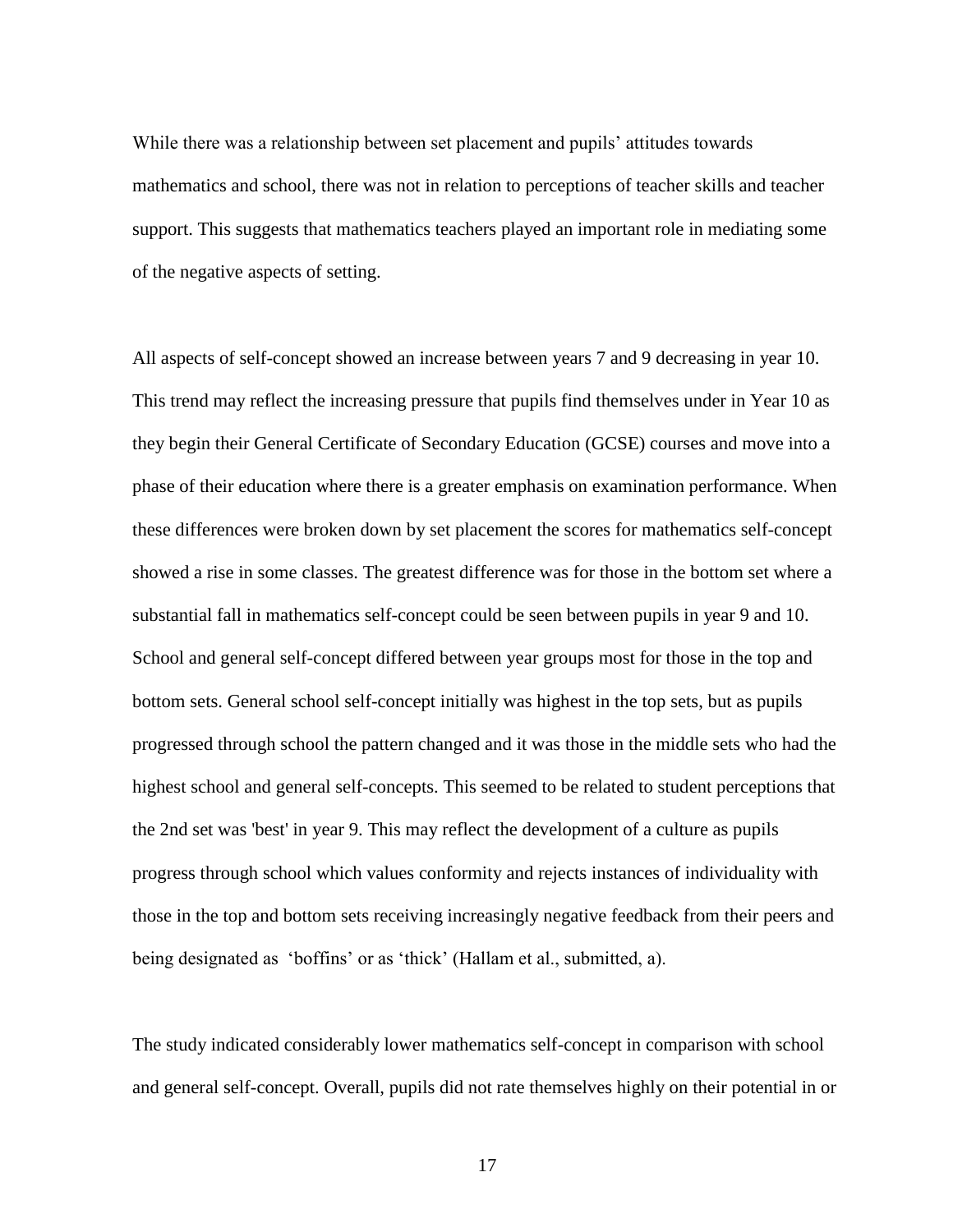While there was a relationship between set placement and pupils' attitudes towards mathematics and school, there was not in relation to perceptions of teacher skills and teacher support. This suggests that mathematics teachers played an important role in mediating some of the negative aspects of setting.

All aspects of self-concept showed an increase between years 7 and 9 decreasing in year 10. This trend may reflect the increasing pressure that pupils find themselves under in Year 10 as they begin their General Certificate of Secondary Education (GCSE) courses and move into a phase of their education where there is a greater emphasis on examination performance. When these differences were broken down by set placement the scores for mathematics self-concept showed a rise in some classes. The greatest difference was for those in the bottom set where a substantial fall in mathematics self-concept could be seen between pupils in year 9 and 10. School and general self-concept differed between year groups most for those in the top and bottom sets. General school self-concept initially was highest in the top sets, but as pupils progressed through school the pattern changed and it was those in the middle sets who had the highest school and general self-concepts. This seemed to be related to student perceptions that the 2nd set was 'best' in year 9. This may reflect the development of a culture as pupils progress through school which values conformity and rejects instances of individuality with those in the top and bottom sets receiving increasingly negative feedback from their peers and being designated as 'boffins' or as 'thick' (Hallam et al., submitted, a).

The study indicated considerably lower mathematics self-concept in comparison with school and general self-concept. Overall, pupils did not rate themselves highly on their potential in or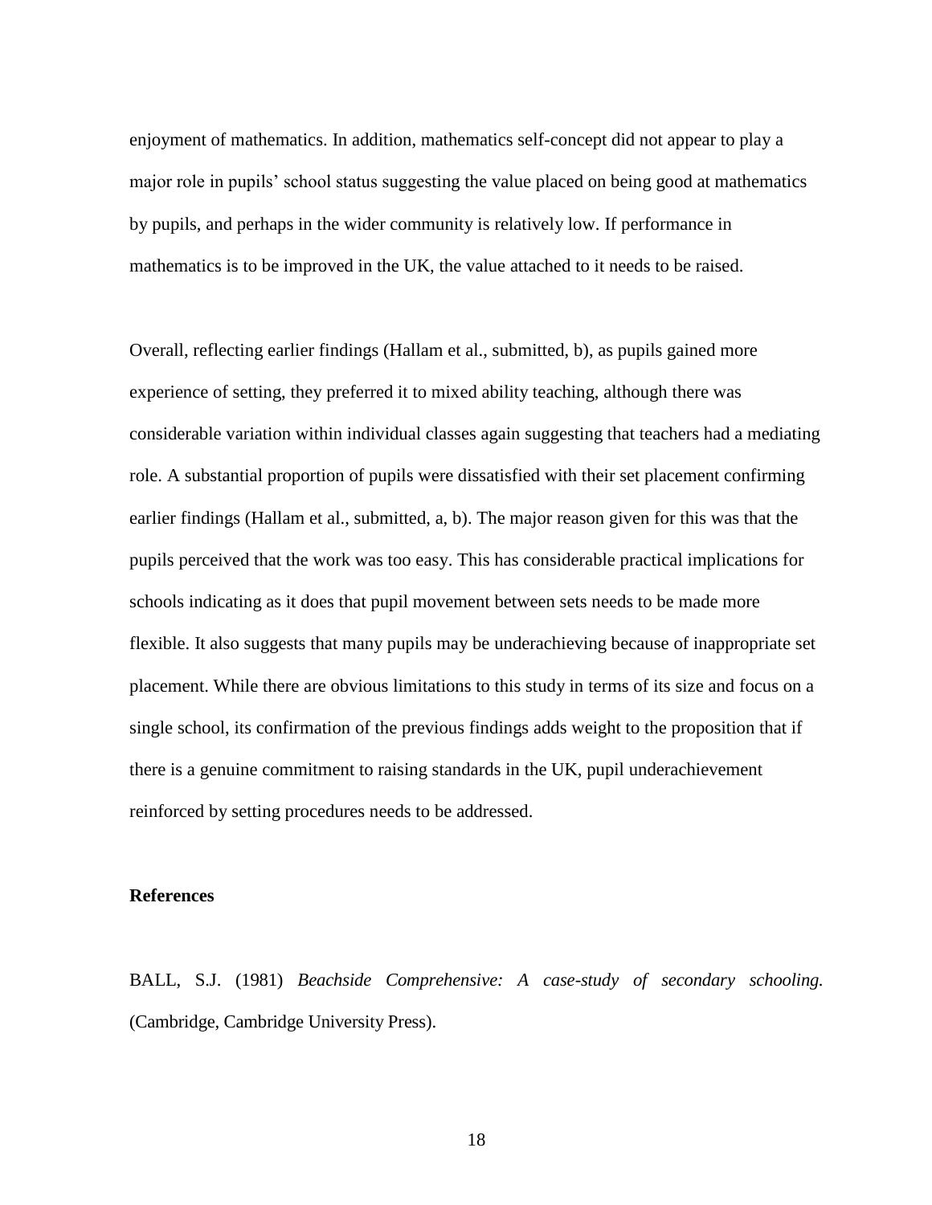enjoyment of mathematics. In addition, mathematics self-concept did not appear to play a major role in pupils' school status suggesting the value placed on being good at mathematics by pupils, and perhaps in the wider community is relatively low. If performance in mathematics is to be improved in the UK, the value attached to it needs to be raised.

Overall, reflecting earlier findings (Hallam et al., submitted, b), as pupils gained more experience of setting, they preferred it to mixed ability teaching, although there was considerable variation within individual classes again suggesting that teachers had a mediating role. A substantial proportion of pupils were dissatisfied with their set placement confirming earlier findings (Hallam et al., submitted, a, b). The major reason given for this was that the pupils perceived that the work was too easy. This has considerable practical implications for schools indicating as it does that pupil movement between sets needs to be made more flexible. It also suggests that many pupils may be underachieving because of inappropriate set placement. While there are obvious limitations to this study in terms of its size and focus on a single school, its confirmation of the previous findings adds weight to the proposition that if there is a genuine commitment to raising standards in the UK, pupil underachievement reinforced by setting procedures needs to be addressed.

**References**

BALL, S.J. (1981) *Beachside Comprehensive: A case-study of secondary schooling.* (Cambridge, Cambridge University Press).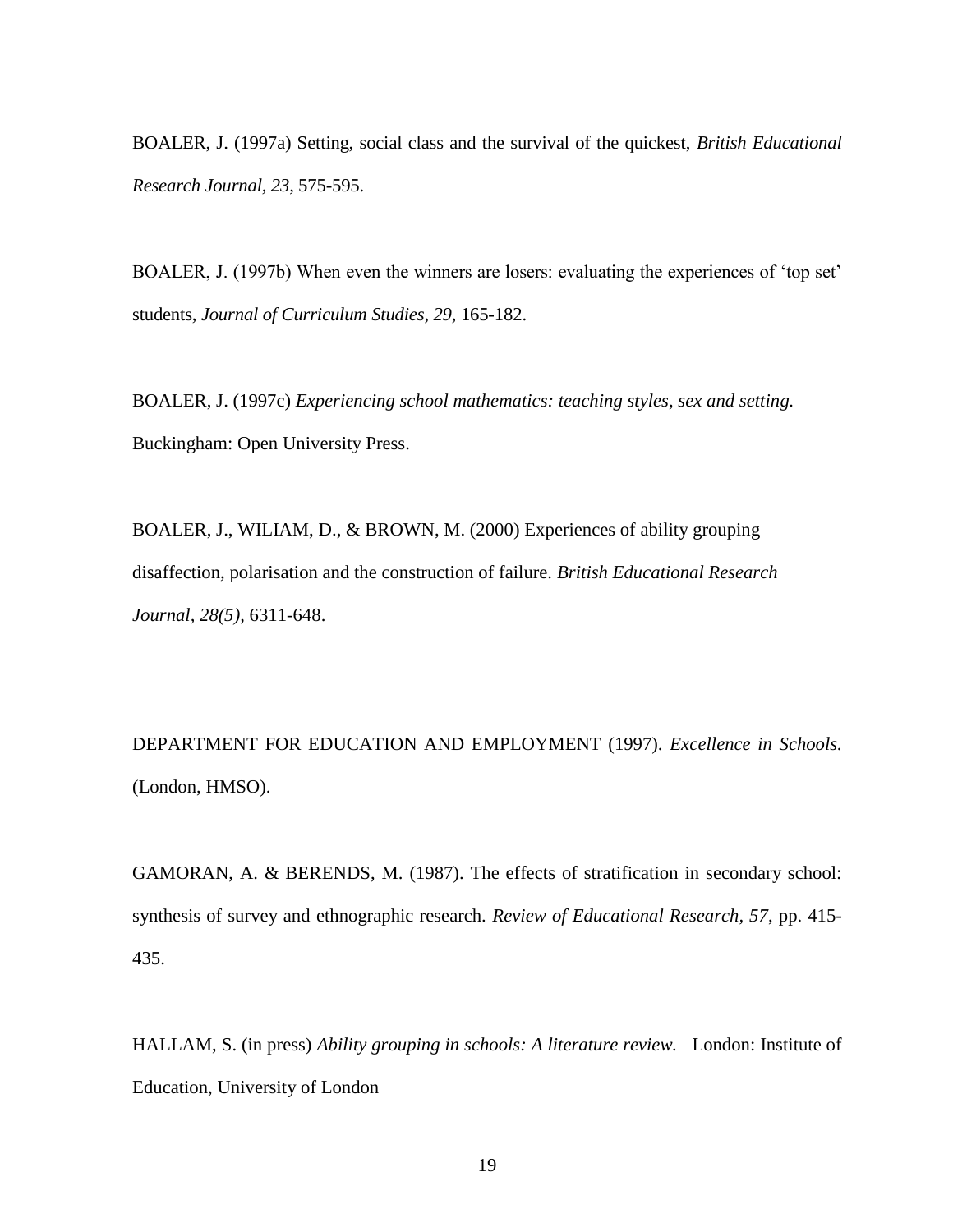BOALER, J. (1997a) Setting, social class and the survival of the quickest, *British Educational Research Journal*, *23*, 575-595.

BOALER, J. (1997b) When even the winners are losers: evaluating the experiences of 'top set' students, *Journal of Curriculum Studies*, *29*, 165-182.

BOALER, J. (1997c) *Experiencing school mathematics: teaching styles, sex and setting.* Buckingham: Open University Press.

BOALER, J., WILIAM, D., & BROWN, M. (2000) Experiences of ability grouping – disaffection, polarisation and the construction of failure. *British Educational Research Journal, 28(5)*, 6311-648.

DEPARTMENT FOR EDUCATION AND EMPLOYMENT (1997). *Excellence in Schools.* (London, HMSO).

GAMORAN, A. & BERENDS, M. (1987). The effects of stratification in secondary school: synthesis of survey and ethnographic research. *Review of Educational Research*, *57*, pp. 415-435.

HALLAM, S. (in press) *Ability grouping in schools: A literature review.* London: Institute of Education, University of London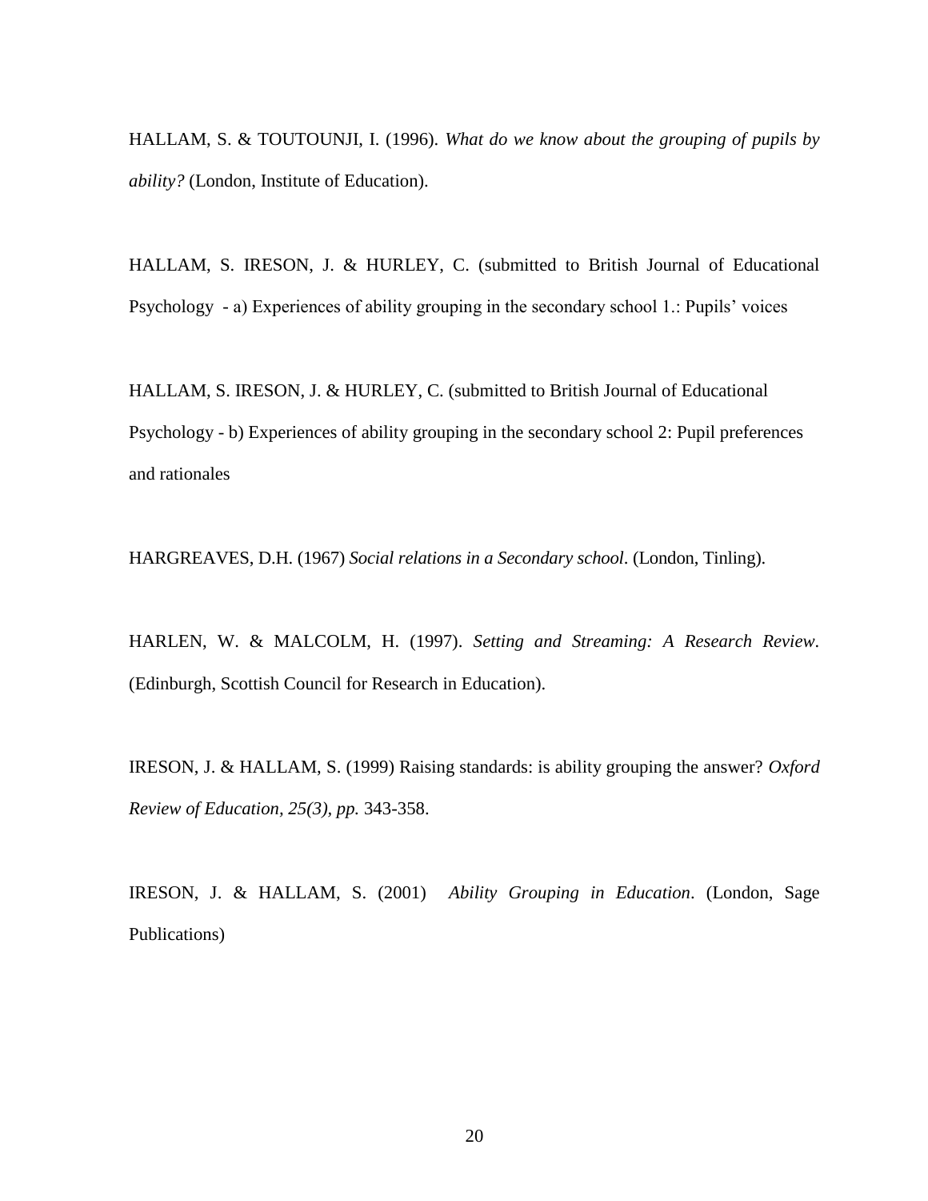HALLAM, S. & TOUTOUNJI, I. (1996). *What do we know about the grouping of pupils by ability?* (London, Institute of Education).

HALLAM, S. IRESON, J. & HURLEY, C. (submitted to British Journal of Educational Psychology - a) Experiences of ability grouping in the secondary school 1.: Pupils' voices

HALLAM, S. IRESON, J. & HURLEY, C. (submitted to British Journal of Educational Psychology - b) Experiences of ability grouping in the secondary school 2: Pupil preferences and rationales

HARGREAVES, D.H. (1967) *Social relations in a Secondary school*. (London, Tinling).

HARLEN, W. & MALCOLM, H. (1997). *Setting and Streaming: A Research Review.* (Edinburgh, Scottish Council for Research in Education).

IRESON, J. & HALLAM, S. (1999) Raising standards: is ability grouping the answer? *Oxford Review of Education, 25(3), pp.* 343-358.

IRESON, J. & HALLAM, S. (2001) *Ability Grouping in Education*. (London, Sage Publications)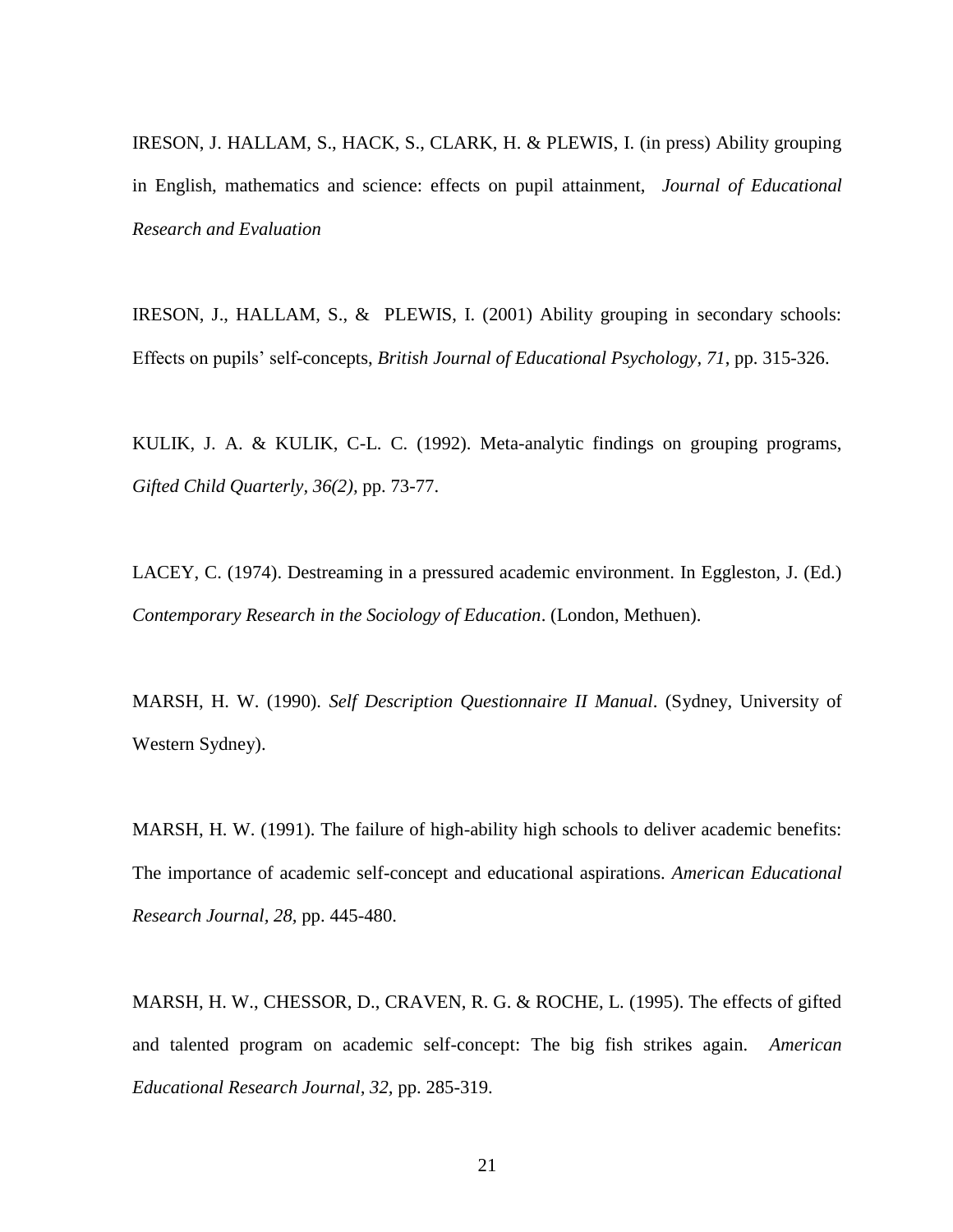IRESON, J. HALLAM, S., HACK, S., CLARK, H. & PLEWIS, I. (in press) Ability grouping in English, mathematics and science: effects on pupil attainment, *Journal of Educational Research and Evaluation*

IRESON, J., HALLAM, S., & PLEWIS, I. (2001) Ability grouping in secondary schools: Effects on pupils' self-concepts, *British Journal of Educational Psychology, 71*, pp. 315-326.

KULIK, J. A. & KULIK, C-L. C. (1992). Meta-analytic findings on grouping programs, *Gifted Child Quarterly, 36(2)*, pp. 73-77.

LACEY, C. (1974). Destreaming in a pressured academic environment. In Eggleston, J. (Ed.) *Contemporary Research in the Sociology of Education*. (London, Methuen).

MARSH, H. W. (1990). *Self Description Questionnaire II Manual*. (Sydney, University of Western Sydney).

MARSH, H. W. (1991). The failure of high-ability high schools to deliver academic benefits: The importance of academic self-concept and educational aspirations. *American Educational Research Journal, 28*, pp. 445-480.

MARSH, H. W., CHESSOR, D., CRAVEN, R. G. & ROCHE, L. (1995). The effects of gifted and talented program on academic self-concept: The big fish strikes again. *American Educational Research Journal, 32*, pp. 285-319.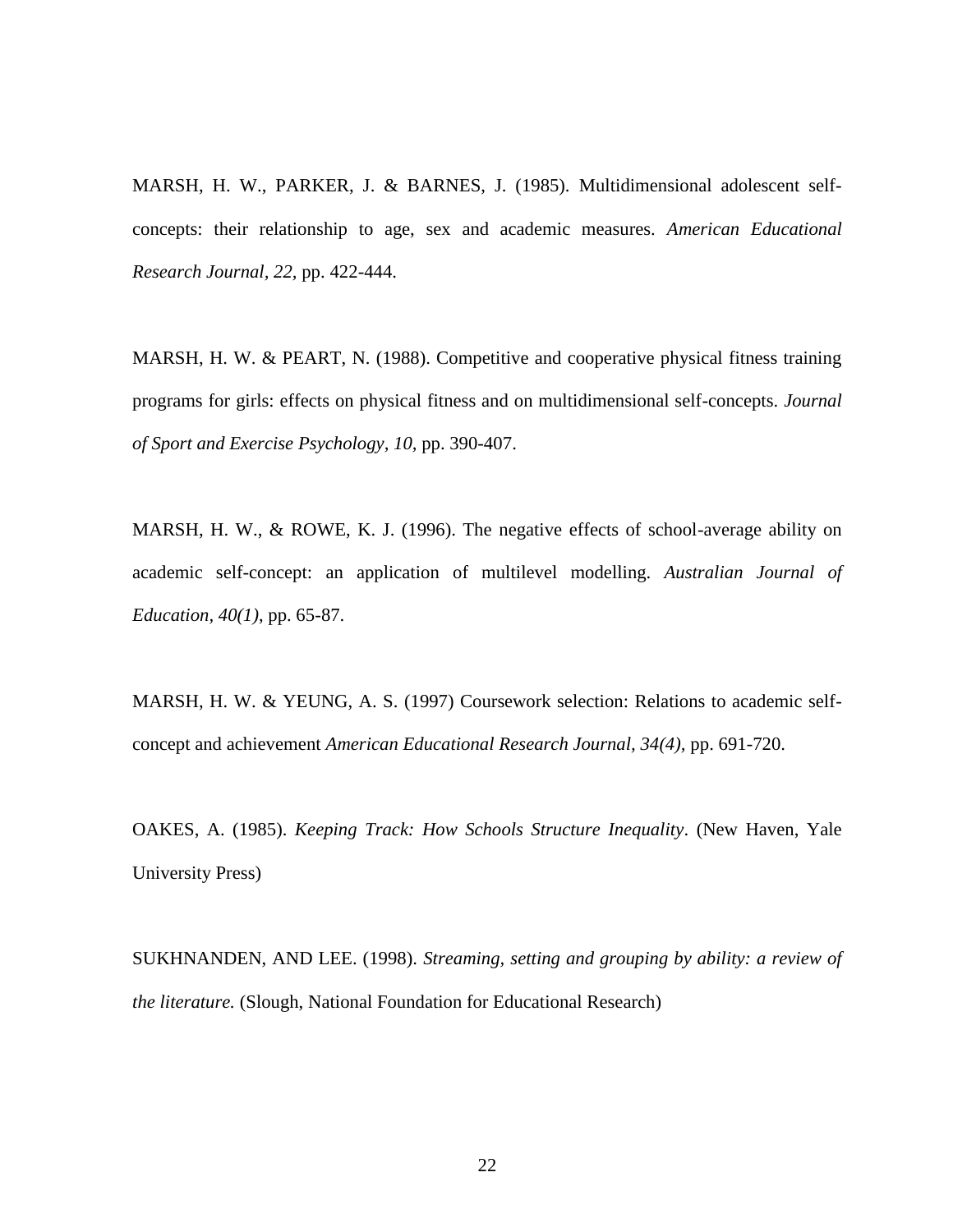MARSH, H. W., PARKER, J. & BARNES, J. (1985). Multidimensional adolescent self-concepts: their relationship to age, sex and academic measures. *American Educational Research Journal, 22,* pp. 422-444.

MARSH, H. W. & PEART, N. (1988). Competitive and cooperative physical fitness training programs for girls: effects on physical fitness and on multidimensional self-concepts. *Journal of Sport and Exercise Psychology, 10,* pp. 390-407.

MARSH, H. W., & ROWE, K. J. (1996). The negative effects of school-average ability on academic self-concept: an application of multilevel modelling. *Australian Journal of Education, 40(1),* pp. 65-87.

MARSH, H. W. & YEUNG, A. S. (1997) Coursework selection: Relations to academic self-concept and achievement *American Educational Research Journal, 34(4),* pp. 691-720.

OAKES, A. (1985). *Keeping Track: How Schools Structure Inequality*. (New Haven, Yale University Press)

SUKHNANDEN, AND LEE. (1998). *Streaming, setting and grouping by ability: a review of the literature.* (Slough, National Foundation for Educational Research)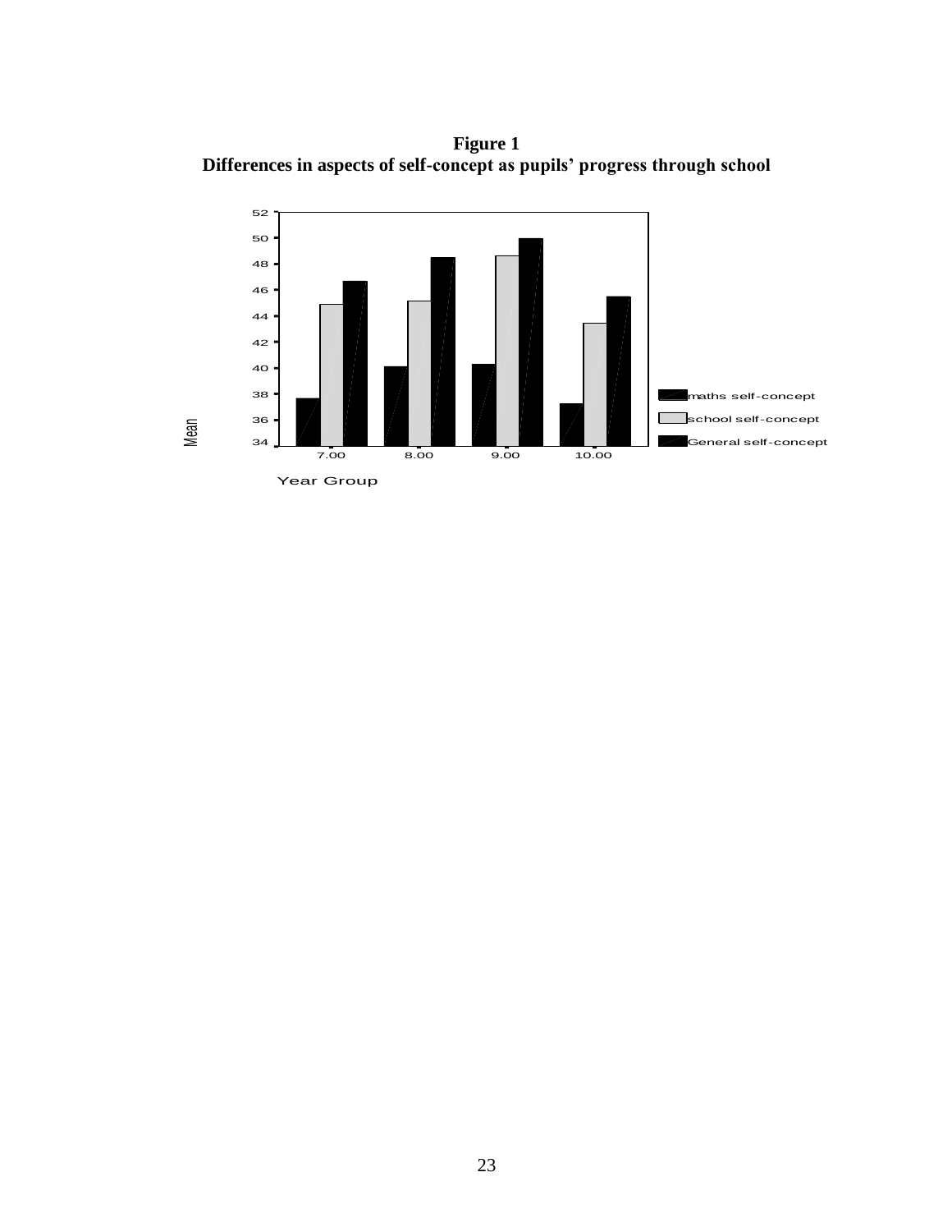**Figure 1**
**Differences in aspects of self-concept as pupils' progress through school**

Mean

52
50
48
46
44
42
40
38
36
34

7.00 8.00 9.00 10.00

Year Group

maths self-concept
school self-concept
General self-concept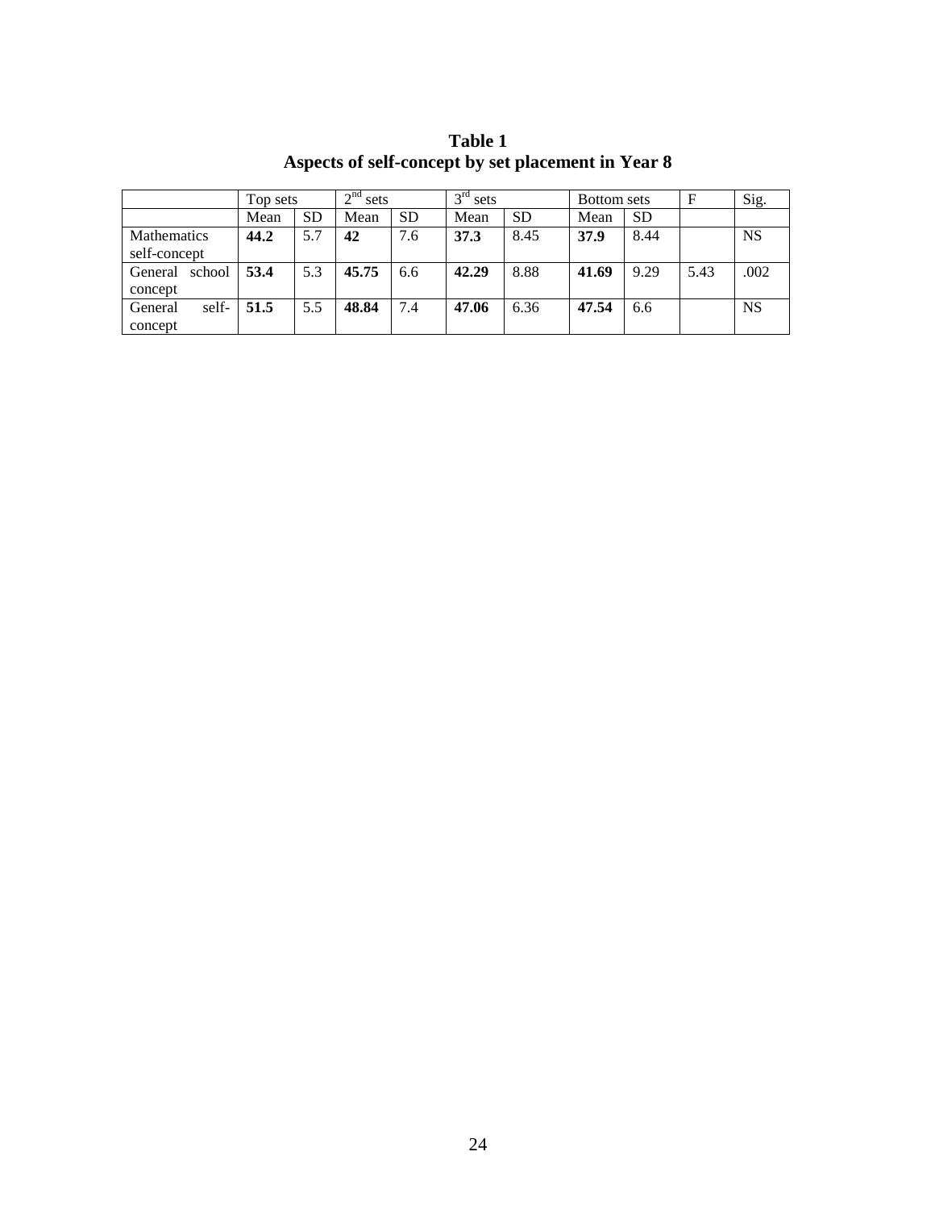**Table 1**
**Aspects of self-concept by set placement in Year 8**

| | Top sets | | $2^{nd}$ sets | | $3^{rd}$ sets | | Bottom sets | | F | Sig. |
|---|---|---|---|---|---|---|---|---|---|---|
| | Mean | SD | Mean | SD | Mean | SD | Mean | SD | | |
| Mathematics self-concept | **44.2** | 5.7 | **42** | 7.6 | **37.3** | 8.45 | **37.9** | 8.44 | | NS |
| General school concept | **53.4** | 5.3 | **45.75** | 6.6 | **42.29** | 8.88 | **41.69** | 9.29 | 5.43 | .002 |
| General self-concept | **51.5** | 5.5 | **48.84** | 7.4 | **47.06** | 6.36 | **47.54** | 6.6 | | NS |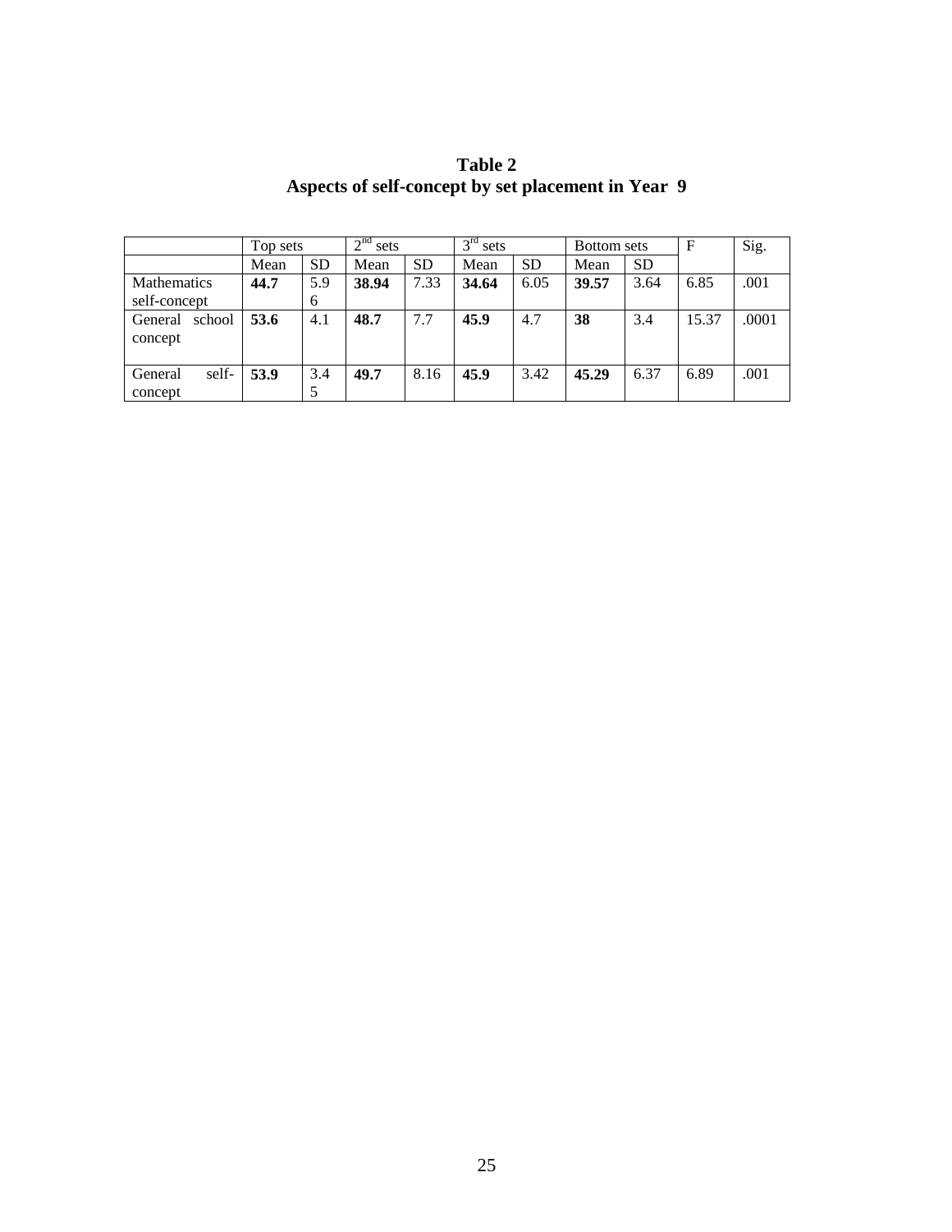**Table 2**
**Aspects of self-concept by set placement in Year 9**

| | Top sets | | 2nd sets | | 3rd sets | | Bottom sets | | F | Sig. |
|---|---|---|---|---|---|---|---|---|---|---|
| | Mean | SD | Mean | SD | Mean | SD | Mean | SD | | |
| Mathematics self-concept | **44.7** | 5.96 | **38.94** | 7.33 | **34.64** | 6.05 | **39.57** | 3.64 | 6.85 | .001 |
| General school concept | **53.6** | 4.1 | **48.7** | 7.7 | **45.9** | 4.7 | **38** | 3.4 | 15.37 | .0001 |
| General self-concept | **53.9** | 3.45 | **49.7** | 8.16 | **45.9** | 3.42 | **45.29** | 6.37 | 6.89 | .001 |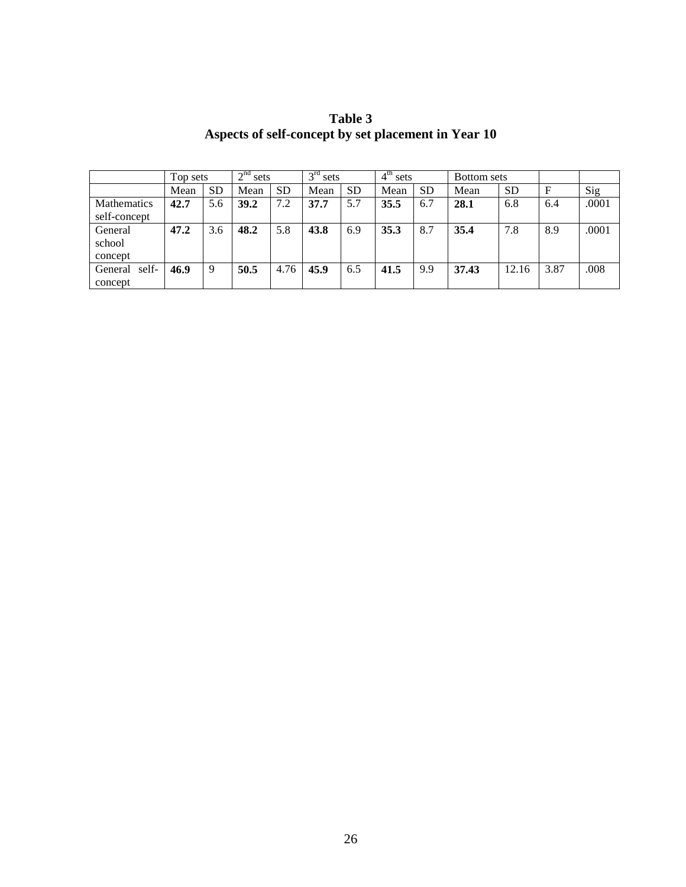**Table 3**
**Aspects of self-concept by set placement in Year 10**

| | Top sets | | $2^{nd}$ sets | | $3^{rd}$ sets | | $4^{th}$ sets | | Bottom sets | | | |
|---|---|---|---|---|---|---|---|---|---|---|---|---|
| | Mean | SD | Mean | SD | Mean | SD | Mean | SD | Mean | SD | F | Sig |
| Mathematics self-concept | **42.7** | 5.6 | **39.2** | 7.2 | **37.7** | 5.7 | **35.5** | 6.7 | **28.1** | 6.8 | 6.4 | .0001 |
| General school concept | **47.2** | 3.6 | **48.2** | 5.8 | **43.8** | 6.9 | **35.3** | 8.7 | **35.4** | 7.8 | 8.9 | .0001 |
| General self-concept | **46.9** | 9 | **50.5** | 4.76 | **45.9** | 6.5 | **41.5** | 9.9 | **37.43** | 12.16 | 3.87 | .008 |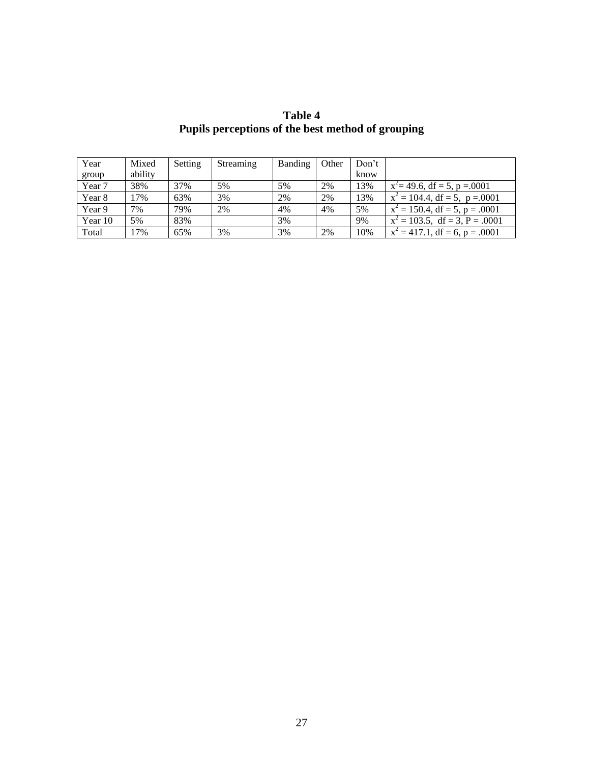**Table 4**
**Pupils perceptions of the best method of grouping**

| Year group | Mixed ability | Setting | Streaming | Banding | Other | Don't know | |
|---|---|---|---|---|---|---|---|
| Year 7 | 38% | 37% | 5% | 5% | 2% | 13% | $x^2 = 49.6$, df = 5, p =.0001 |
| Year 8 | 17% | 63% | 3% | 2% | 2% | 13% | $x^2 = 104.4$, df = 5, p =.0001 |
| Year 9 | 7% | 79% | 2% | 4% | 4% | 5% | $x^2 = 150.4$, df = 5, p = .0001 |
| Year 10 | 5% | 83% | | 3% | | 9% | $x^2 = 103.5$, df = 3, P = .0001 |
| Total | 17% | 65% | 3% | 3% | 2% | 10% | $x^2 = 417.1$, df = 6, p = .0001 |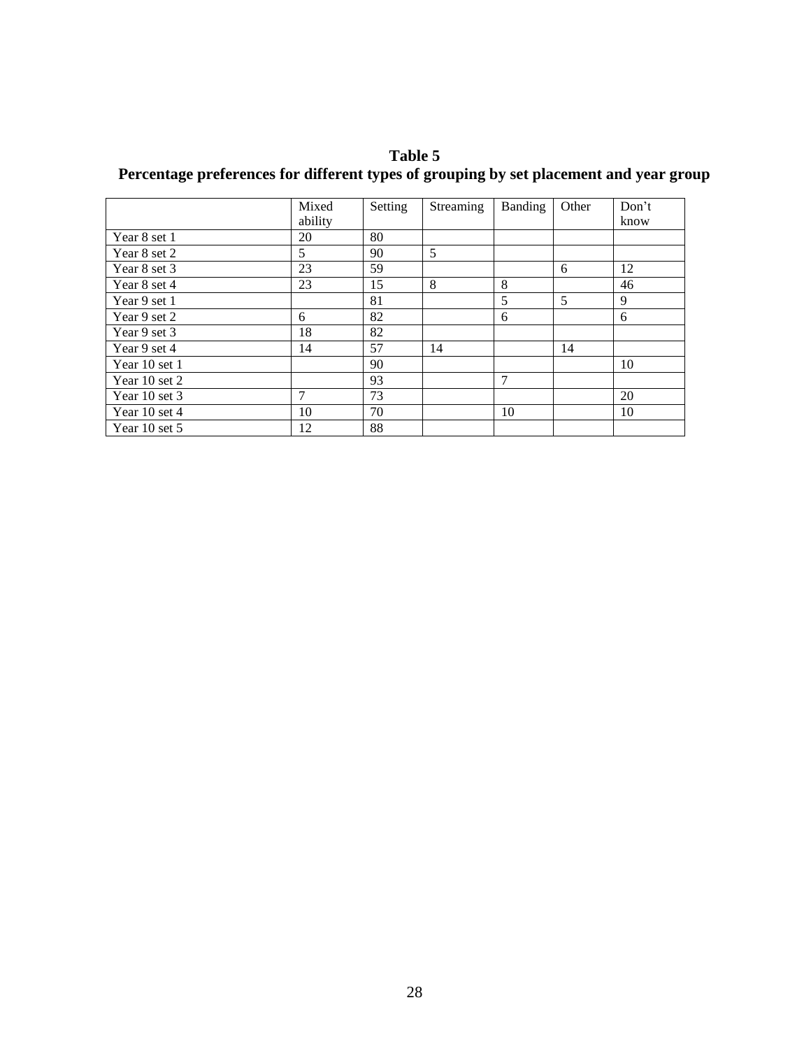**Table 5**
**Percentage preferences for different types of grouping by set placement and year group**

| | Mixed ability | Setting | Streaming | Banding | Other | Don't know |
|---|---|---|---|---|---|---|
| Year 8 set 1 | 20 | 80 | | | | |
| Year 8 set 2 | 5 | 90 | 5 | | | |
| Year 8 set 3 | 23 | 59 | | | 6 | 12 |
| Year 8 set 4 | 23 | 15 | 8 | 8 | | 46 |
| Year 9 set 1 | | 81 | | 5 | 5 | 9 |
| Year 9 set 2 | 6 | 82 | | 6 | | 6 |
| Year 9 set 3 | 18 | 82 | | | | |
| Year 9 set 4 | 14 | 57 | 14 | | 14 | |
| Year 10 set 1 | | 90 | | | | 10 |
| Year 10 set 2 | | 93 | | 7 | | |
| Year 10 set 3 | 7 | 73 | | | | 20 |
| Year 10 set 4 | 10 | 70 | | 10 | | 10 |
| Year 10 set 5 | 12 | 88 | | | | |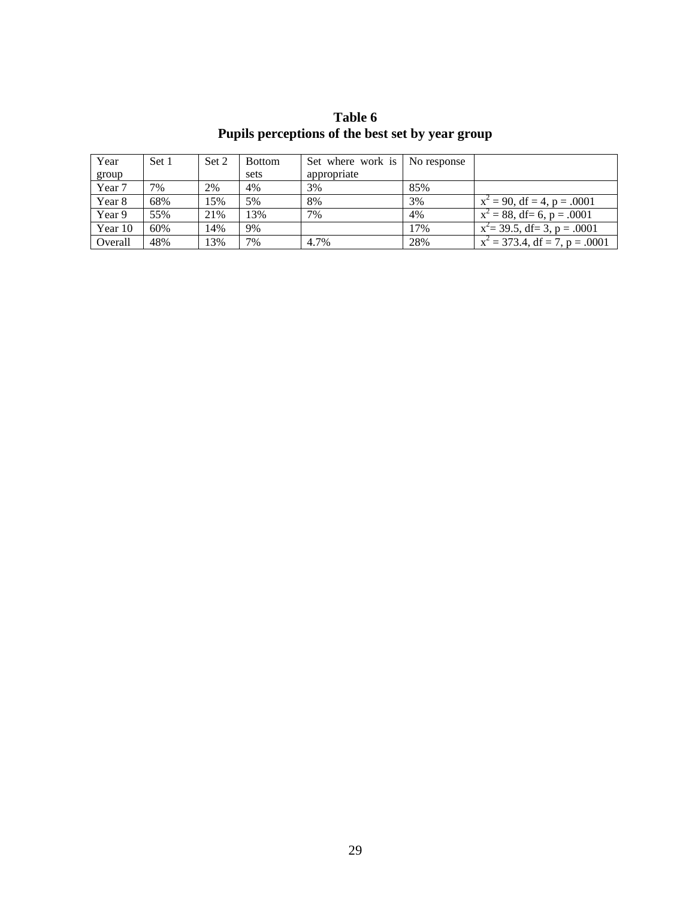**Table 6**
**Pupils perceptions of the best set by year group**

| Year group | Set 1 | Set 2 | Bottom sets | Set where work is appropriate | No response | |
|---|---|---|---|---|---|---|
| Year 7 | 7% | 2% | 4% | 3% | 85% | |
| Year 8 | 68% | 15% | 5% | 8% | 3% | $x^2 = 90$, df = 4, p = .0001 |
| Year 9 | 55% | 21% | 13% | 7% | 4% | $x^2 = 88$, df= 6, p = .0001 |
| Year 10 | 60% | 14% | 9% | | 17% | $x^2 = 39.5$, df= 3, p = .0001 |
| Overall | 48% | 13% | 7% | 4.7% | 28% | $x^2 = 373.4$, df = 7, p = .0001 |